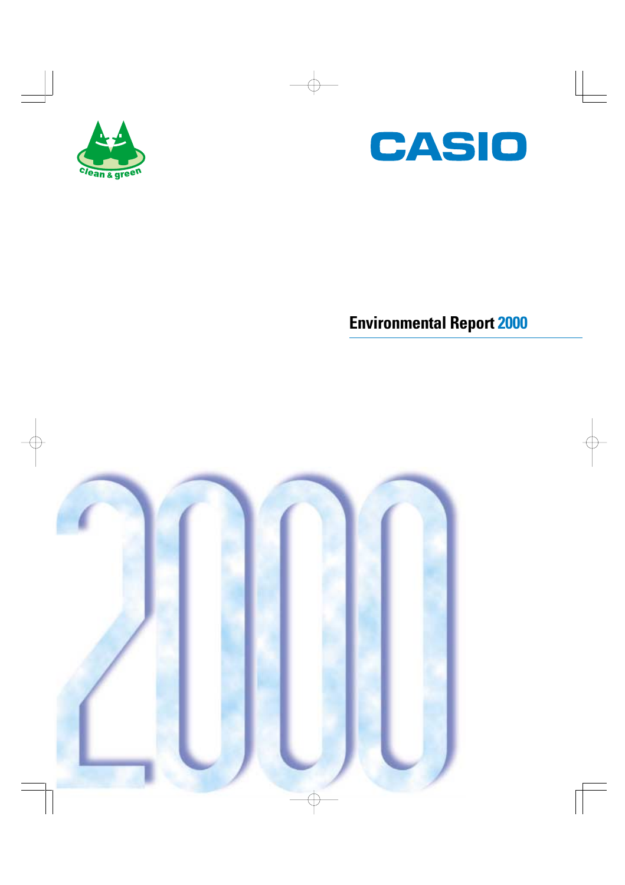clean & green

CASIO

# Environmental Report 2000

2000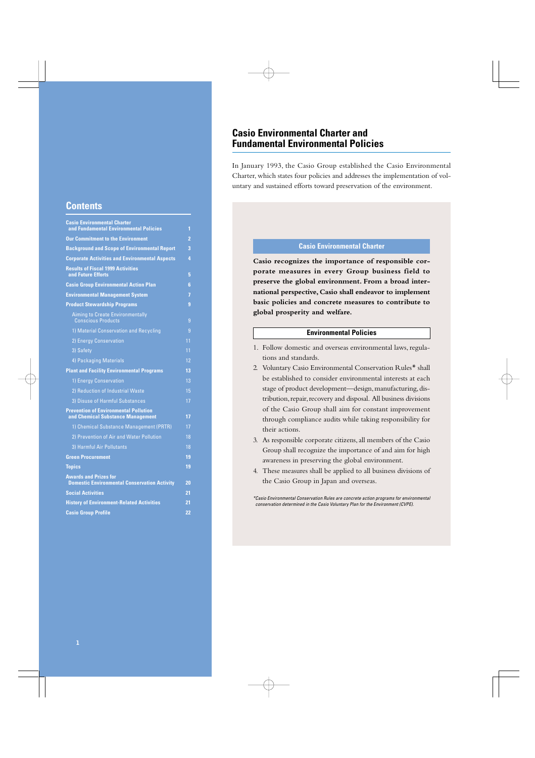## Contents

| | |
|---|---|
| **Casio Environmental Charter and Fundamental Environmental Policies** | **1** |
| **Our Commitment to the Environment** | **2** |
| **Background and Scope of Environmental Report** | **3** |
| **Corporate Activities and Environmental Aspects** | **4** |
| **Results of Fiscal 1999 Activities and Future Efforts** | **5** |
| **Casio Group Environmental Action Plan** | **6** |
| **Environmental Management System** | **7** |
| **Product Stewardship Programs** | **9** |
| Aiming to Create Environmentally Conscious Products | 9 |
| 1) Material Conservation and Recycling | 9 |
| 2) Energy Conservation | 11 |
| 3) Safety | 11 |
| 4) Packaging Materials | 12 |
| **Plant and Facility Environmental Programs** | **13** |
| 1) Energy Conservation | 13 |
| 2) Reduction of Industrial Waste | 15 |
| 3) Disuse of Harmful Substances | 17 |
| **Prevention of Environmental Pollution and Chemical Substance Management** | **17** |
| 1) Chemical Substance Management (PRTR) | 17 |
| 2) Prevention of Air and Water Pollution | 18 |
| 3) Harmful Air Pollutants | 18 |
| **Green Procurement** | **19** |
| **Topics** | **19** |
| **Awards and Prizes for Domestic Environmental Conservation Activity** | **20** |
| **Social Activities** | **21** |
| **History of Environment-Related Activities** | **21** |
| **Casio Group Profile** | **22** |

# Casio Environmental Charter and Fundamental Environmental Policies

In January 1993, the Casio Group established the Casio Environmental Charter, which states four policies and addresses the implementation of voluntary and sustained efforts toward preservation of the environment.

### Casio Environmental Charter

**Casio recognizes the importance of responsible corporate measures in every Group business field to preserve the global environment. From a broad international perspective, Casio shall endeavor to implement basic policies and concrete measures to contribute to global prosperity and welfare.**

### Environmental Policies

1. Follow domestic and overseas environmental laws, regulations and standards.
2. Voluntary Casio Environmental Conservation Rules* shall be established to consider environmental interests at each stage of product development—design, manufacturing, distribution, repair, recovery and disposal. All business divisions of the Casio Group shall aim for constant improvement through compliance audits while taking responsibility for their actions.
3. As responsible corporate citizens, all members of the Casio Group shall recognize the importance of and aim for high awareness in preserving the global environment.
4. These measures shall be applied to all business divisions of the Casio Group in Japan and overseas.

*\*Casio Environmental Conservation Rules are concrete action programs for environmental conservation determined in the Casio Voluntary Plan for the Environment (CVPE).*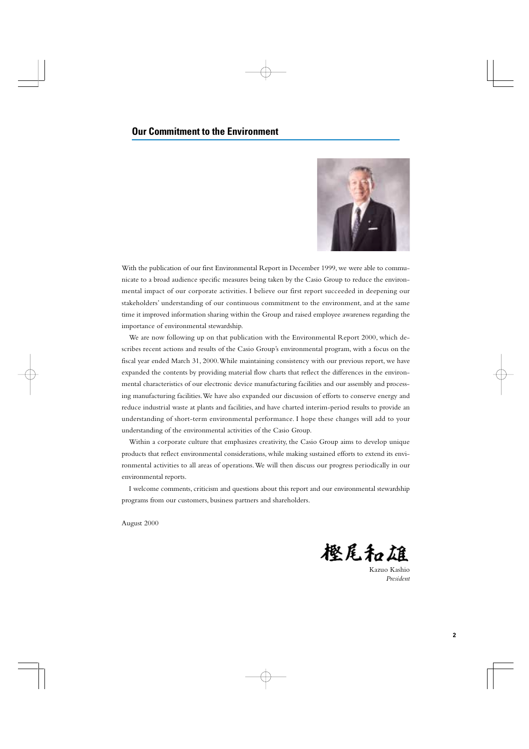## Our Commitment to the Environment

With the publication of our first Environmental Report in December 1999, we were able to communicate to a broad audience specific measures being taken by the Casio Group to reduce the environmental impact of our corporate activities. I believe our first report succeeded in deepening our stakeholders' understanding of our continuous commitment to the environment, and at the same time it improved information sharing within the Group and raised employee awareness regarding the importance of environmental stewardship.

We are now following up on that publication with the Environmental Report 2000, which describes recent actions and results of the Casio Group's environmental program, with a focus on the fiscal year ended March 31, 2000. While maintaining consistency with our previous report, we have expanded the contents by providing material flow charts that reflect the differences in the environmental characteristics of our electronic device manufacturing facilities and our assembly and processing manufacturing facilities. We have also expanded our discussion of efforts to conserve energy and reduce industrial waste at plants and facilities, and have charted interim-period results to provide an understanding of short-term environmental performance. I hope these changes will add to your understanding of the environmental activities of the Casio Group.

Within a corporate culture that emphasizes creativity, the Casio Group aims to develop unique products that reflect environmental considerations, while making sustained efforts to extend its environmental activities to all areas of operations. We will then discuss our progress periodically in our environmental reports.

I welcome comments, criticism and questions about this report and our environmental stewardship programs from our customers, business partners and shareholders.

August 2000

樫尾和雄

Kazuo Kashio
*President*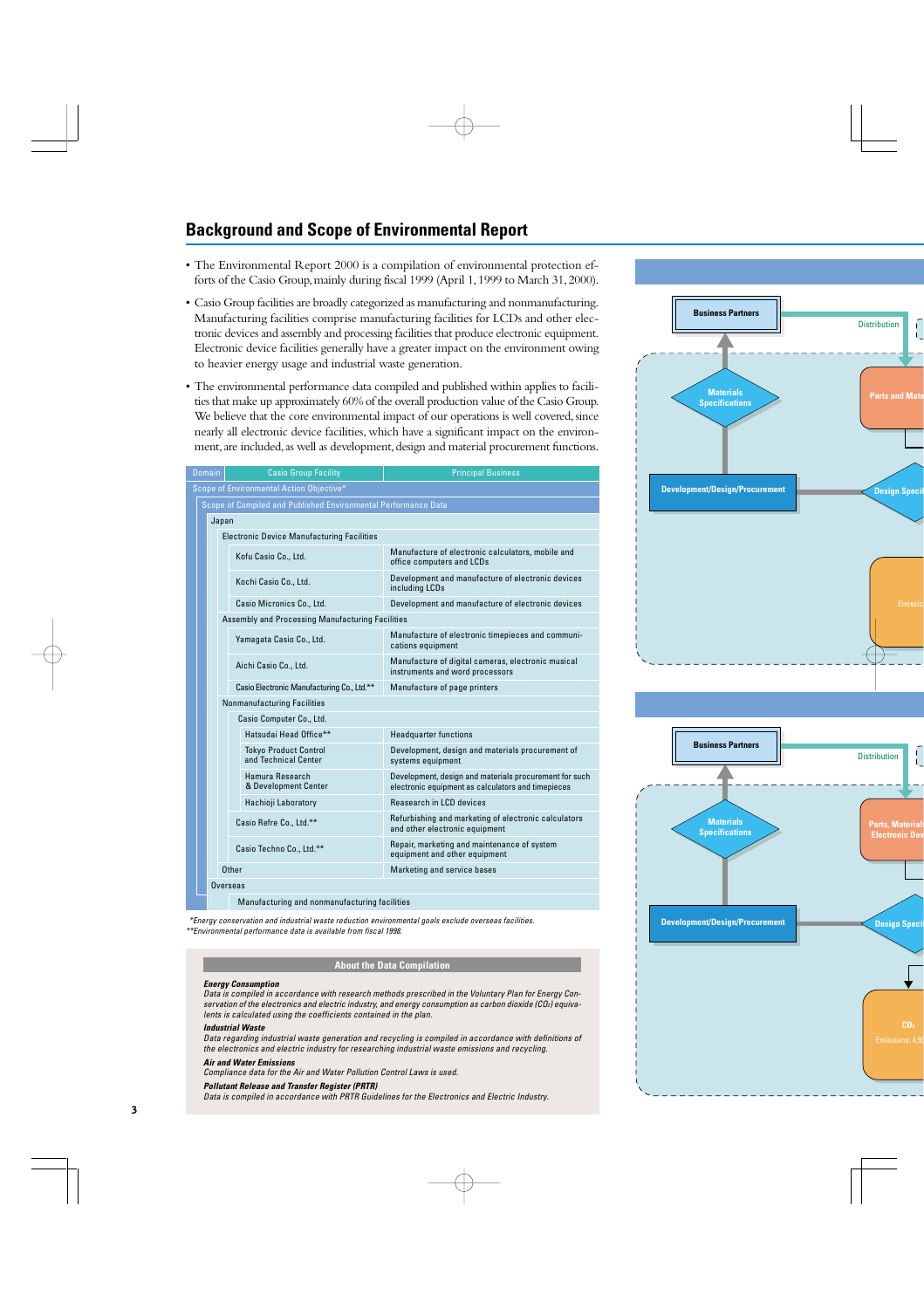## Background and Scope of Environmental Report

- The Environmental Report 2000 is a compilation of environmental protection efforts of the Casio Group, mainly during fiscal 1999 (April 1, 1999 to March 31, 2000).
- Casio Group facilities are broadly categorized as manufacturing and nonmanufacturing. Manufacturing facilities comprise manufacturing facilities for LCDs and other electronic devices and assembly and processing facilities that produce electronic equipment. Electronic device facilities generally have a greater impact on the environment owing to heavier energy usage and industrial waste generation.
- The environmental performance data compiled and published within applies to facilities that make up approximately 60% of the overall production value of the Casio Group. We believe that the core environmental impact of our operations is well covered, since nearly all electronic device facilities, which have a significant impact on the environment, are included, as well as development, design and material procurement functions.

| Domain | Casio Group Facility | Principal Business |
|---|---|---|
| Scope of Environmental Action Objective* | | |
| Scope of Compiled and Published Environmental Performance Data | | |
| Japan | | |
| Electronic Device Manufacturing Facilities | | |
| | Kofu Casio Co., Ltd. | Manufacture of electronic calculators, mobile and office computers and LCDs |
| | Kochi Casio Co., Ltd. | Development and manufacture of electronic devices including LCDs |
| | Casio Micronics Co., Ltd. | Development and manufacture of electronic devices |
| Assembly and Processing Manufacturing Facilities | | |
| | Yamagata Casio Co., Ltd. | Manufacture of electronic timepieces and communications equipment |
| | Aichi Casio Co., Ltd. | Manufacture of digital cameras, electronic musical instruments and word processors |
| | Casio Electronic Manufacturing Co., Ltd.** | Manufacture of page printers |
| Nonmanufacturing Facilities | | |
| | Casio Computer Co., Ltd. | |
| | Hatsudai Head Office** | Headquarter functions |
| | Tokyo Product Control and Technical Center | Development, design and materials procurement of systems equipment |
| | Hamura Research & Development Center | Development, design and materials procurement for such electronic equipment as calculators and timepieces |
| | Hachioji Laboratory | Reasearch in LCD devices |
| | Casio Refre Co., Ltd.** | Refurbishing and marketing of electronic calculators and other electronic equipment |
| | Casio Techno Co., Ltd.** | Repair, marketing and maintenance of system equipment and other equipment |
| Other | | Marketing and service bases |
| Overseas | | |
| | Manufacturing and nonmanufacturing facilities | |

*Energy conservation and industrial waste reduction environmental goals exclude overseas facilities.
**Environmental performance data is available from fiscal 1998.

### About the Data Compilation

***Energy Consumption***
*Data is compiled in accordance with research methods prescribed in the Voluntary Plan for Energy Conservation of the electronics and electric industry, and energy consumption as carbon dioxide ($CO_2$) equivalents is calculated using the coefficients contained in the plan.*

***Industrial Waste***
*Data regarding industrial waste generation and recycling is compiled in accordance with definitions of the electronics and electric industry for researching industrial waste emissions and recycling.*

***Air and Water Emissions***
*Compliance data for the Air and Water Pollution Control Laws is used.*

***Pollutant Release and Transfer Register (PRTR)***
*Data is compiled in accordance with PRTR Guidelines for the Electronics and Electric Industry.*

Business Partners — Distribution — Parts and Mate
Materials Specifications
Development/Design/Procurement — Design Specifi
Emissio

Business Partners — Distribution — Parts, Materials Electronic Dev
Materials Specifications
Development/Design/Procurement — Design Specifi
$CO_2$ Emissions: 4,9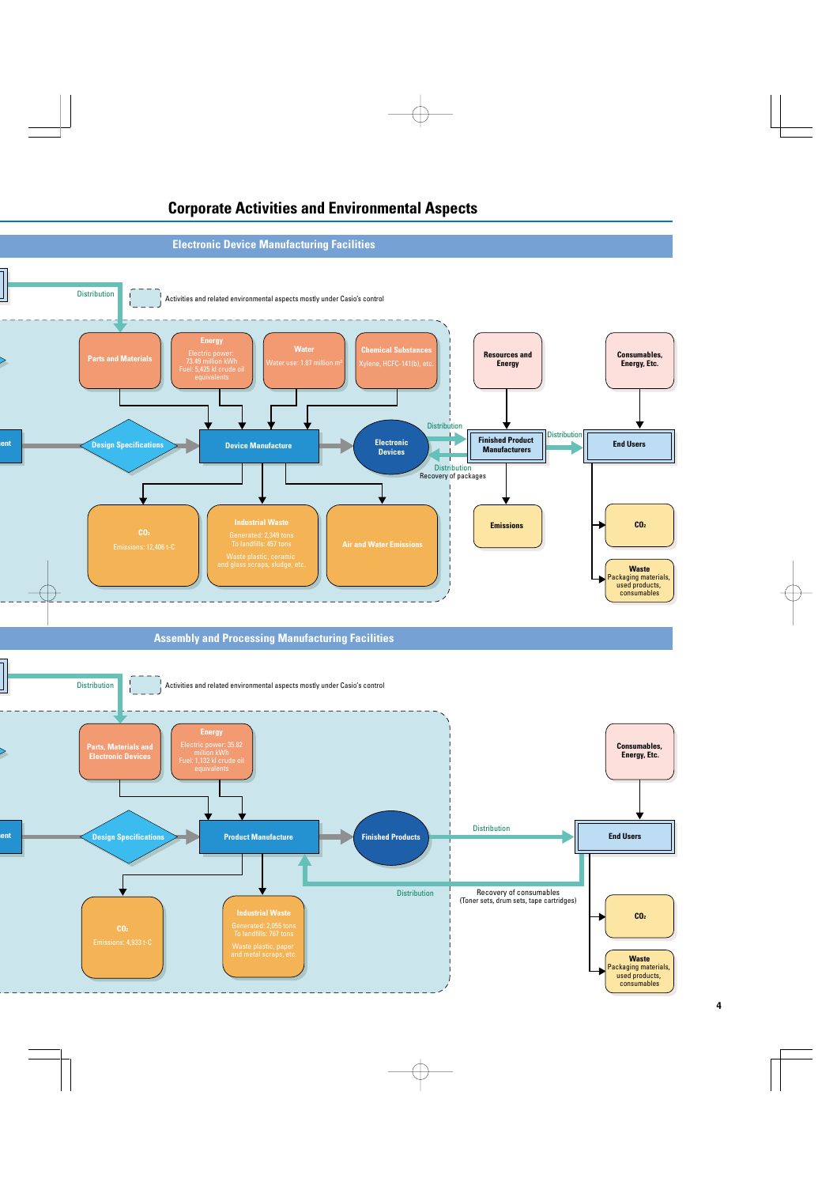# Corporate Activities and Environmental Aspects

## Electronic Device Manufacturing Facilities

Activities and related environmental aspects mostly under Casio's control

Distribution

**Parts and Materials**

**Energy**
Electric power: 73.49 million kWh
Fuel: 5,425 kl crude oil equivalents

**Water**
Water use: 1.87 million m³

**Chemical Substances**
Xylene, HCFC-141(b), etc.

**Design Specifications** → **Device Manufacture** → **Electronic Devices**

Distribution → **Finished Product Manufacturers** (Resources and Energy) → Distribution → **End Users** (Consumables, Energy, Etc.)

Distribution
Recovery of packages

**$CO_2$**
Emissions: 12,406 t-C

**Industrial Waste**
Generated: 2,349 tons
To landfills: 457 tons
Waste plastic, ceramic and glass scraps, sludge, etc.

**Air and Water Emissions**

**Emissions**

**$CO_2$**

**Waste**
Packaging materials, used products, consumables

## Assembly and Processing Manufacturing Facilities

Activities and related environmental aspects mostly under Casio's control

Distribution

**Parts, Materials and Electronic Devices**

**Energy**
Electric power: 35.82 million kWh
Fuel: 1,132 kl crude oil equivalents

**Design Specifications** → **Product Manufacture** → **Finished Products**

Distribution → **End Users** (Consumables, Energy, Etc.)

Distribution
Recovery of consumables
(Toner sets, drum sets, tape cartridges)

**$CO_2$**
Emissions: 4,933 t-C

**Industrial Waste**
Generated: 2,055 tons
To landfills: 767 tons
Waste plastic, paper and metal scraps, etc.

**$CO_2$**

**Waste**
Packaging materials, used products, consumables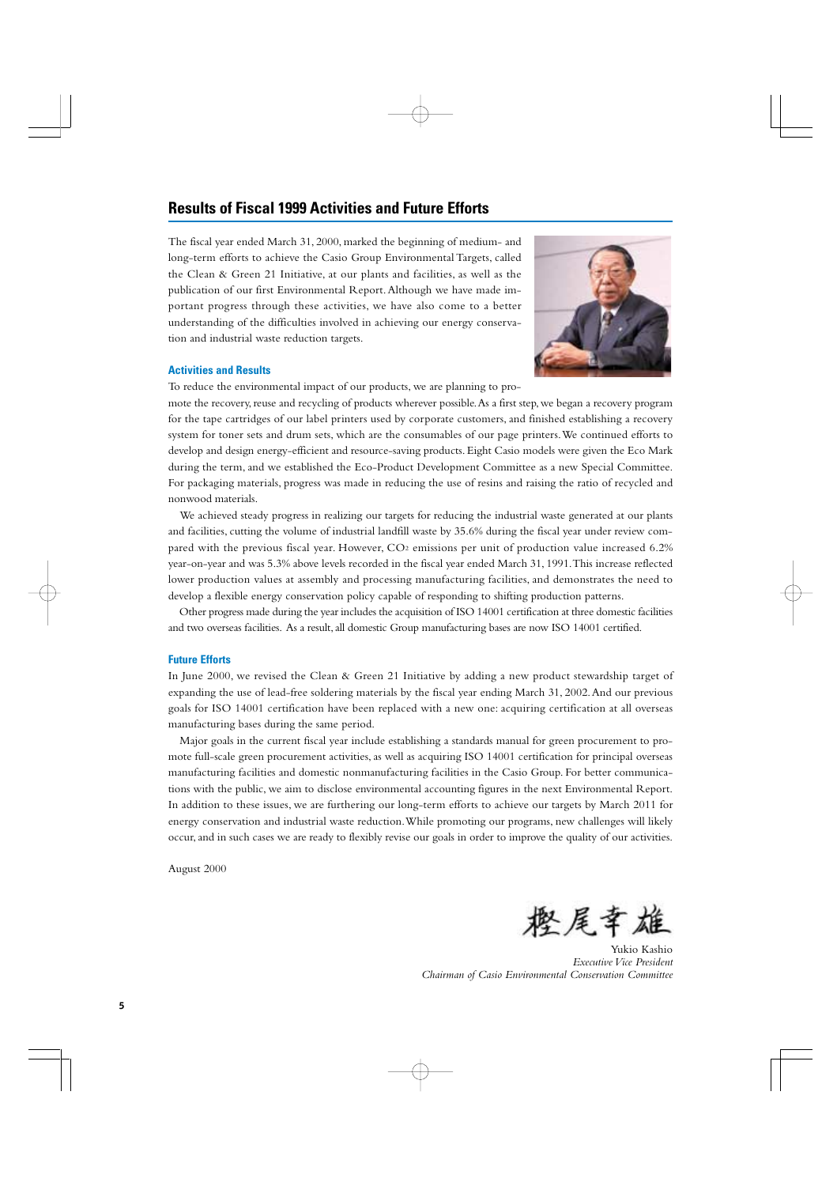## Results of Fiscal 1999 Activities and Future Efforts

The fiscal year ended March 31, 2000, marked the beginning of medium- and long-term efforts to achieve the Casio Group Environmental Targets, called the Clean & Green 21 Initiative, at our plants and facilities, as well as the publication of our first Environmental Report. Although we have made important progress through these activities, we have also come to a better understanding of the difficulties involved in achieving our energy conservation and industrial waste reduction targets.

### Activities and Results

To reduce the environmental impact of our products, we are planning to promote the recovery, reuse and recycling of products wherever possible. As a first step, we began a recovery program for the tape cartridges of our label printers used by corporate customers, and finished establishing a recovery system for toner sets and drum sets, which are the consumables of our page printers. We continued efforts to develop and design energy-efficient and resource-saving products. Eight Casio models were given the Eco Mark during the term, and we established the Eco-Product Development Committee as a new Special Committee. For packaging materials, progress was made in reducing the use of resins and raising the ratio of recycled and nonwood materials.

We achieved steady progress in realizing our targets for reducing the industrial waste generated at our plants and facilities, cutting the volume of industrial landfill waste by 35.6% during the fiscal year under review compared with the previous fiscal year. However, $CO_2$ emissions per unit of production value increased 6.2% year-on-year and was 5.3% above levels recorded in the fiscal year ended March 31, 1991. This increase reflected lower production values at assembly and processing manufacturing facilities, and demonstrates the need to develop a flexible energy conservation policy capable of responding to shifting production patterns.

Other progress made during the year includes the acquisition of ISO 14001 certification at three domestic facilities and two overseas facilities. As a result, all domestic Group manufacturing bases are now ISO 14001 certified.

### Future Efforts

In June 2000, we revised the Clean & Green 21 Initiative by adding a new product stewardship target of expanding the use of lead-free soldering materials by the fiscal year ending March 31, 2002. And our previous goals for ISO 14001 certification have been replaced with a new one: acquiring certification at all overseas manufacturing bases during the same period.

Major goals in the current fiscal year include establishing a standards manual for green procurement to promote full-scale green procurement activities, as well as acquiring ISO 14001 certification for principal overseas manufacturing facilities and domestic nonmanufacturing facilities in the Casio Group. For better communications with the public, we aim to disclose environmental accounting figures in the next Environmental Report. In addition to these issues, we are furthering our long-term efforts to achieve our targets by March 2011 for energy conservation and industrial waste reduction. While promoting our programs, new challenges will likely occur, and in such cases we are ready to flexibly revise our goals in order to improve the quality of our activities.

August 2000

樫尾幸雄

Yukio Kashio
*Executive Vice President*
*Chairman of Casio Environmental Conservation Committee*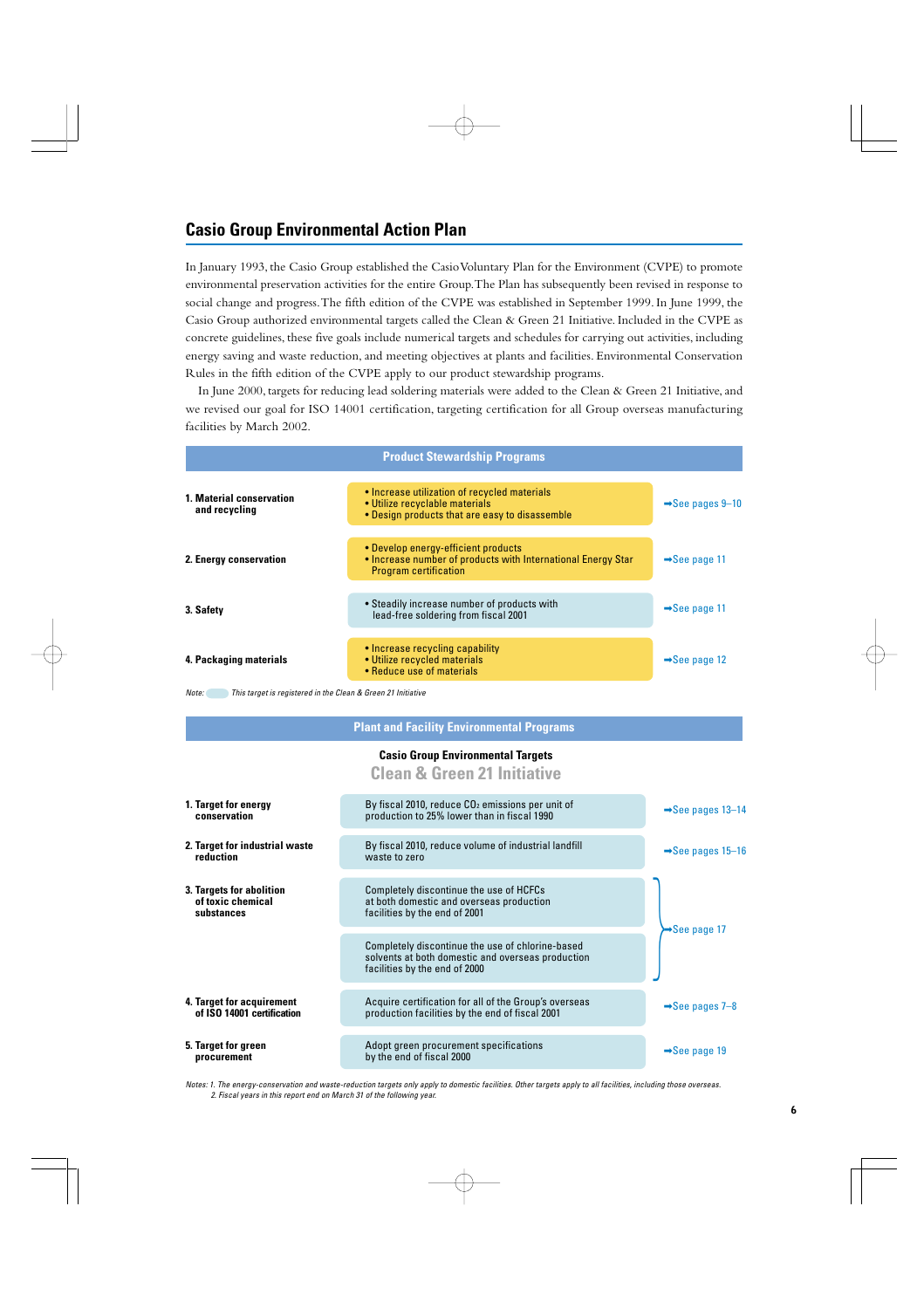## Casio Group Environmental Action Plan

In January 1993, the Casio Group established the Casio Voluntary Plan for the Environment (CVPE) to promote environmental preservation activities for the entire Group. The Plan has subsequently been revised in response to social change and progress. The fifth edition of the CVPE was established in September 1999. In June 1999, the Casio Group authorized environmental targets called the Clean & Green 21 Initiative. Included in the CVPE as concrete guidelines, these five goals include numerical targets and schedules for carrying out activities, including energy saving and waste reduction, and meeting objectives at plants and facilities. Environmental Conservation Rules in the fifth edition of the CVPE apply to our product stewardship programs.

In June 2000, targets for reducing lead soldering materials were added to the Clean & Green 21 Initiative, and we revised our goal for ISO 14001 certification, targeting certification for all Group overseas manufacturing facilities by March 2002.

### Product Stewardship Programs

| Program | Actions | Reference |
|---|---|---|
| **1. Material conservation and recycling** | • Increase utilization of recycled materials<br>• Utilize recyclable materials<br>• Design products that are easy to disassemble | ➡See pages 9–10 |
| **2. Energy conservation** | • Develop energy-efficient products<br>• Increase number of products with International Energy Star Program certification | ➡See page 11 |
| **3. Safety** | • Steadily increase number of products with lead-free soldering from fiscal 2001 | ➡See page 11 |
| **4. Packaging materials** | • Increase recycling capability<br>• Utilize recycled materials<br>• Reduce use of materials | ➡See page 12 |

*Note: [light blue] This target is registered in the Clean & Green 21 Initiative*

### Plant and Facility Environmental Programs

**Casio Group Environmental Targets**

**Clean & Green 21 Initiative**

| Target | Description | Reference |
|---|---|---|
| **1. Target for energy conservation** | By fiscal 2010, reduce $CO_2$ emissions per unit of production to 25% lower than in fiscal 1990 | ➡See pages 13–14 |
| **2. Target for industrial waste reduction** | By fiscal 2010, reduce volume of industrial landfill waste to zero | ➡See pages 15–16 |
| **3. Targets for abolition of toxic chemical substances** | Completely discontinue the use of HCFCs at both domestic and overseas production facilities by the end of 2001 | ➡See page 17 |
| | Completely discontinue the use of chlorine-based solvents at both domestic and overseas production facilities by the end of 2000 | ➡See page 17 |
| **4. Target for acquirement of ISO 14001 certification** | Acquire certification for all of the Group's overseas production facilities by the end of fiscal 2001 | ➡See pages 7–8 |
| **5. Target for green procurement** | Adopt green procurement specifications by the end of fiscal 2000 | ➡See page 19 |

*Notes: 1. The energy-conservation and waste-reduction targets only apply to domestic facilities. Other targets apply to all facilities, including those overseas.*
*2. Fiscal years in this report end on March 31 of the following year.*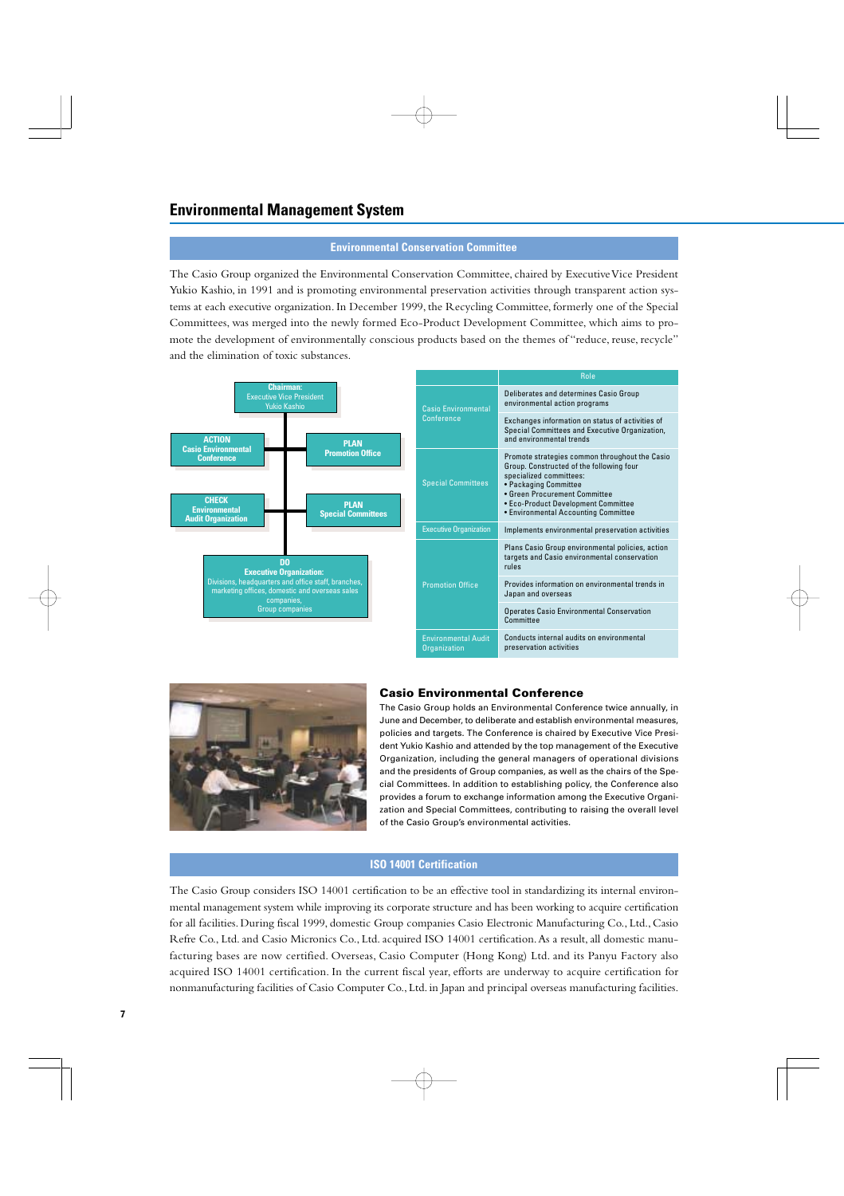## Environmental Management System

### Environmental Conservation Committee

The Casio Group organized the Environmental Conservation Committee, chaired by Executive Vice President Yukio Kashio, in 1991 and is promoting environmental preservation activities through transparent action systems at each executive organization. In December 1999, the Recycling Committee, formerly one of the Special Committees, was merged into the newly formed Eco-Product Development Committee, which aims to promote the development of environmentally conscious products based on the themes of "reduce, reuse, recycle" and the elimination of toxic substances.

**Chairman:** Executive Vice President Yukio Kashio

**ACTION** Casio Environmental Conference

**PLAN** Promotion Office

**CHECK** Environmental Audit Organization

**PLAN** Special Committees

**DO** Executive Organization: Divisions, headquarters and office staff, branches, marketing offices, domestic and overseas sales companies, Group companies

| | Role |
|---|---|
| Casio Environmental Conference | Deliberates and determines Casio Group environmental action programs |
| | Exchanges information on status of activities of Special Committees and Executive Organization, and environmental trends |
| Special Committees | Promote strategies common throughout the Casio Group. Constructed of the following four specialized committees:<br>• Packaging Committee<br>• Green Procurement Committee<br>• Eco-Product Development Committee<br>• Environmental Accounting Committee |
| Executive Organization | Implements environmental preservation activities |
| Promotion Office | Plans Casio Group environmental policies, action targets and Casio environmental conservation rules |
| | Provides information on environmental trends in Japan and overseas |
| | Operates Casio Environmental Conservation Committee |
| Environmental Audit Organization | Conducts internal audits on environmental preservation activities |

### Casio Environmental Conference

The Casio Group holds an Environmental Conference twice annually, in June and December, to deliberate and establish environmental measures, policies and targets. The Conference is chaired by Executive Vice President Yukio Kashio and attended by the top management of the Executive Organization, including the general managers of operational divisions and the presidents of Group companies, as well as the chairs of the Special Committees. In addition to establishing policy, the Conference also provides a forum to exchange information among the Executive Organization and Special Committees, contributing to raising the overall level of the Casio Group's environmental activities.

### ISO 14001 Certification

The Casio Group considers ISO 14001 certification to be an effective tool in standardizing its internal environmental management system while improving its corporate structure and has been working to acquire certification for all facilities. During fiscal 1999, domestic Group companies Casio Electronic Manufacturing Co., Ltd., Casio Refre Co., Ltd. and Casio Micronics Co., Ltd. acquired ISO 14001 certification. As a result, all domestic manufacturing bases are now certified. Overseas, Casio Computer (Hong Kong) Ltd. and its Panyu Factory also acquired ISO 14001 certification. In the current fiscal year, efforts are underway to acquire certification for nonmanufacturing facilities of Casio Computer Co., Ltd. in Japan and principal overseas manufacturing facilities.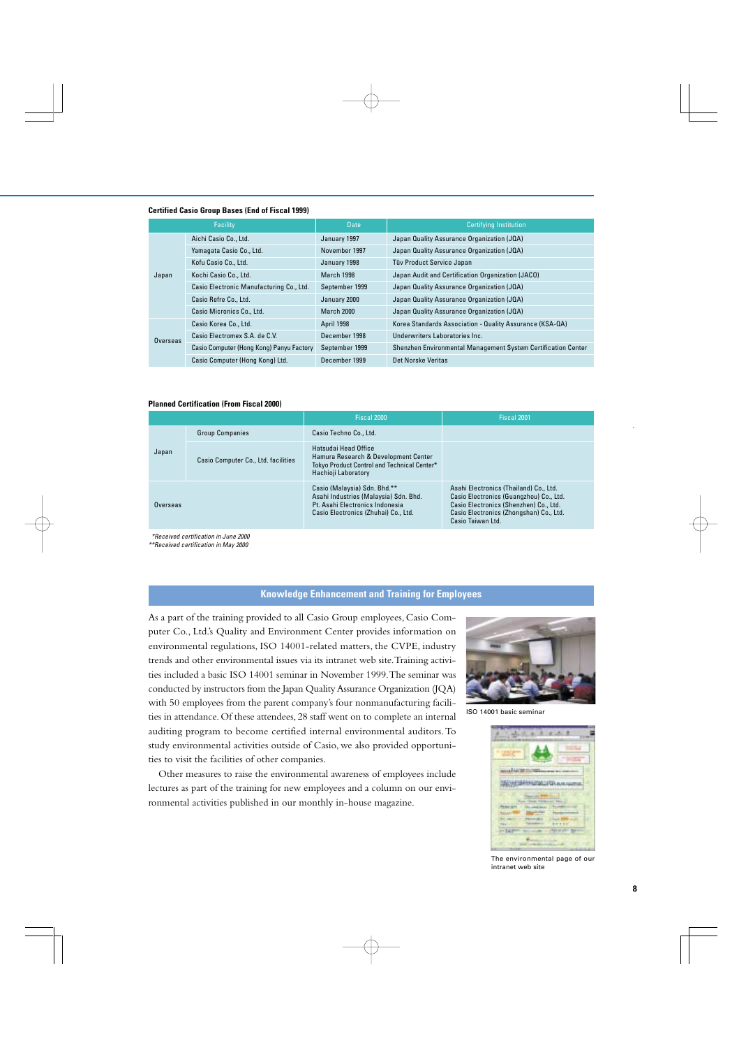**Certified Casio Group Bases (End of Fiscal 1999)**

| | Facility | Date | Certifying Institution |
|---|---|---|---|
| Japan | Aichi Casio Co., Ltd. | January 1997 | Japan Quality Assurance Organization (JQA) |
| | Yamagata Casio Co., Ltd. | November 1997 | Japan Quality Assurance Organization (JQA) |
| | Kofu Casio Co., Ltd. | January 1998 | Tüv Product Service Japan |
| | Kochi Casio Co., Ltd. | March 1998 | Japan Audit and Certification Organization (JACO) |
| | Casio Electronic Manufacturing Co., Ltd. | September 1999 | Japan Quality Assurance Organization (JQA) |
| | Casio Refre Co., Ltd. | January 2000 | Japan Quality Assurance Organization (JQA) |
| | Casio Micronics Co., Ltd. | March 2000 | Japan Quality Assurance Organization (JQA) |
| Overseas | Casio Korea Co., Ltd. | April 1998 | Korea Standards Association - Quality Assurance (KSA-QA) |
| | Casio Electromex S.A. de C.V. | December 1998 | Underwriters Laboratories Inc. |
| | Casio Computer (Hong Kong) Panyu Factory | September 1999 | Shenzhen Environmental Management System Certification Center |
| | Casio Computer (Hong Kong) Ltd. | December 1999 | Det Norske Veritas |

**Planned Certification (From Fiscal 2000)**

| | | Fiscal 2000 | Fiscal 2001 |
|---|---|---|---|
| Japan | Group Companies | Casio Techno Co., Ltd. | |
| | Casio Computer Co., Ltd. facilities | Hatsudai Head Office<br>Hamura Research & Development Center<br>Tokyo Product Control and Technical Center*<br>Hachioji Laboratory | |
| Overseas | | Casio (Malaysia) Sdn. Bhd.**<br>Asahi Industries (Malaysia) Sdn. Bhd.<br>Pt. Asahi Electronics Indonesia<br>Casio Electronics (Zhuhai) Co., Ltd. | Asahi Electronics (Thailand) Co., Ltd.<br>Casio Electronics (Guangzhou) Co., Ltd.<br>Casio Electronics (Shenzhen) Co., Ltd.<br>Casio Electronics (Zhongshan) Co., Ltd.<br>Casio Taiwan Ltd. |

*\*Received certification in June 2000*
*\*\*Received certification in May 2000*

## Knowledge Enhancement and Training for Employees

As a part of the training provided to all Casio Group employees, Casio Computer Co., Ltd.'s Quality and Environment Center provides information on environmental regulations, ISO 14001-related matters, the CVPE, industry trends and other environmental issues via its intranet web site. Training activities included a basic ISO 14001 seminar in November 1999. The seminar was conducted by instructors from the Japan Quality Assurance Organization (JQA) with 50 employees from the parent company's four nonmanufacturing facilities in attendance. Of these attendees, 28 staff went on to complete an internal auditing program to become certified internal environmental auditors. To study environmental activities outside of Casio, we also provided opportunities to visit the facilities of other companies.

Other measures to raise the environmental awareness of employees include lectures as part of the training for new employees and a column on our environmental activities published in our monthly in-house magazine.

ISO 14001 basic seminar

The environmental page of our intranet web site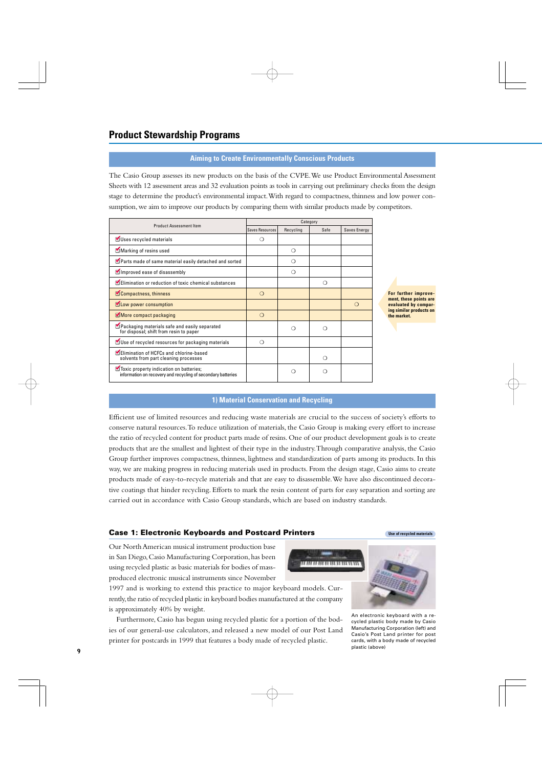## Product Stewardship Programs

### Aiming to Create Environmentally Conscious Products

The Casio Group assesses its new products on the basis of the CVPE. We use Product Environmental Assessment Sheets with 12 assessment areas and 32 evaluation points as tools in carrying out preliminary checks from the design stage to determine the product's environmental impact. With regard to compactness, thinness and low power consumption, we aim to improve our products by comparing them with similar products made by competitors.

| Product Assessment Item | Category | | | |
|---|---|---|---|---|
| | Saves Resources | Recycling | Safe | Saves Energy |
| ✓Uses recycled materials | ○ | | | |
| ✓Marking of resins used | | ○ | | |
| ✓Parts made of same material easily detached and sorted | | ○ | | |
| ✓Improved ease of disassembly | | ○ | | |
| ✓Elimination or reduction of toxic chemical substances | | | ○ | |
| ✓Compactness, thinness | ○ | | | |
| ✓Low power consumption | | | | ○ |
| ✓More compact packaging | ○ | | | |
| ✓Packaging materials safe and easily separated for disposal; shift from resin to paper | | ○ | ○ | |
| ✓Use of recycled resources for packaging materials | ○ | | | |
| ✓Elimination of HCFCs and chlorine-based solvents from part cleaning processes | | | ○ | |
| ✓Toxic property indication on batteries; information on recovery and recycling of secondary batteries | | ○ | ○ | |

**For further improvement, these points are evaluated by comparing similar products on the market.**

### 1) Material Conservation and Recycling

Efficient use of limited resources and reducing waste materials are crucial to the success of society's efforts to conserve natural resources. To reduce utilization of materials, the Casio Group is making every effort to increase the ratio of recycled content for product parts made of resins. One of our product development goals is to create products that are the smallest and lightest of their type in the industry. Through comparative analysis, the Casio Group further improves compactness, thinness, lightness and standardization of parts among its products. In this way, we are making progress in reducing materials used in products. From the design stage, Casio aims to create products made of easy-to-recycle materials and that are easy to disassemble. We have also discontinued decorative coatings that hinder recycling. Efforts to mark the resin content of parts for easy separation and sorting are carried out in accordance with Casio Group standards, which are based on industry standards.

#### Case 1: Electronic Keyboards and Postcard Printers

Use of recycled materials

Our North American musical instrument production base in San Diego, Casio Manufacturing Corporation, has been using recycled plastic as basic materials for bodies of mass-produced electronic musical instruments since November 1997 and is working to extend this practice to major keyboard models. Currently, the ratio of recycled plastic in keyboard bodies manufactured at the company is approximately 40% by weight.

Furthermore, Casio has begun using recycled plastic for a portion of the bodies of our general-use calculators, and released a new model of our Post Land printer for postcards in 1999 that features a body made of recycled plastic.

An electronic keyboard with a recycled plastic body made by Casio Manufacturing Corporation (left) and Casio's Post Land printer for post cards, with a body made of recycled plastic (above)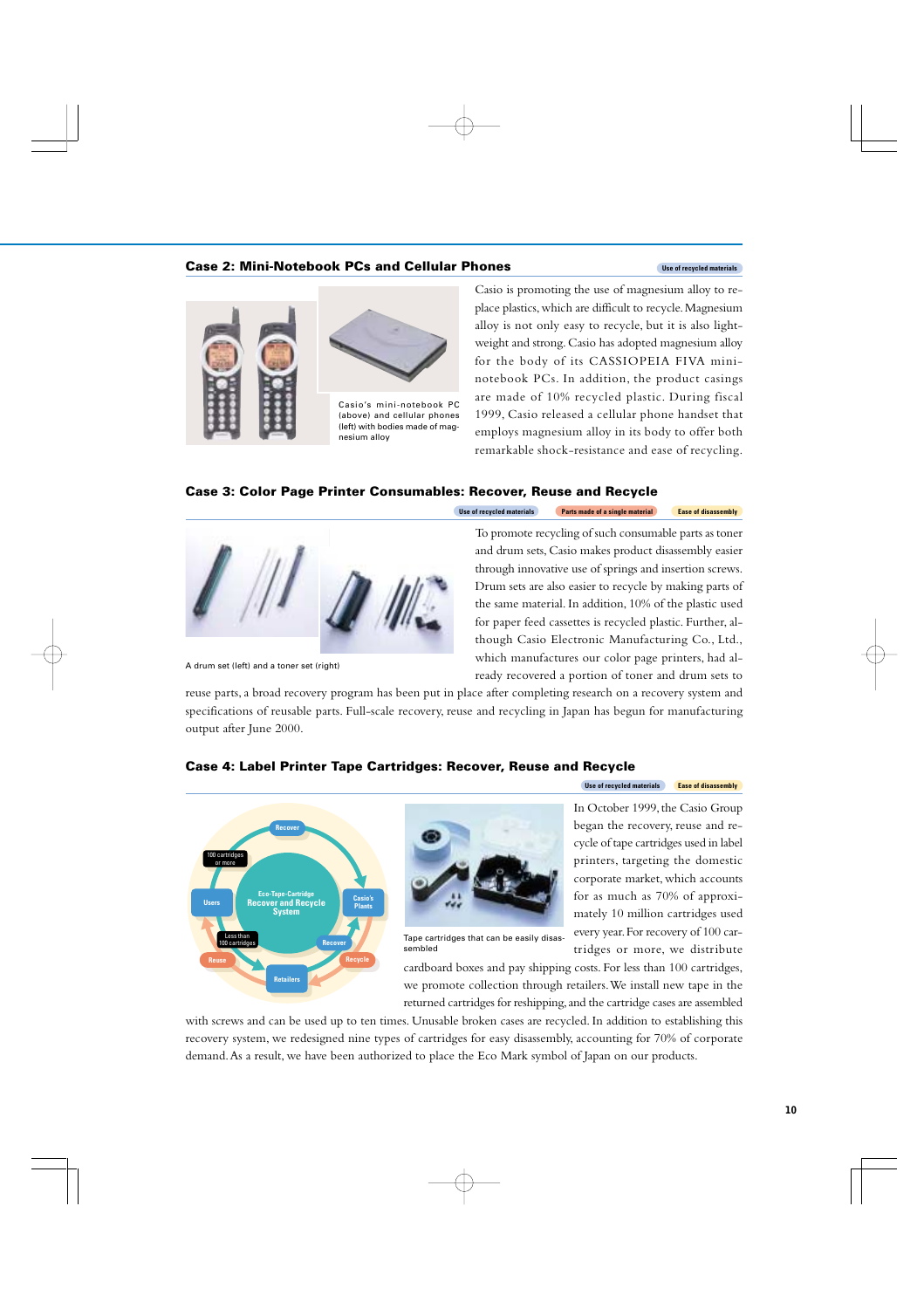## Case 2: Mini-Notebook PCs and Cellular Phones

Use of recycled materials

Casio's mini-notebook PC (above) and cellular phones (left) with bodies made of magnesium alloy

Casio is promoting the use of magnesium alloy to replace plastics, which are difficult to recycle. Magnesium alloy is not only easy to recycle, but it is also lightweight and strong. Casio has adopted magnesium alloy for the body of its CASSIOPEIA FIVA mini-notebook PCs. In addition, the product casings are made of 10% recycled plastic. During fiscal 1999, Casio released a cellular phone handset that employs magnesium alloy in its body to offer both remarkable shock-resistance and ease of recycling.

## Case 3: Color Page Printer Consumables: Recover, Reuse and Recycle

Use of recycled materials | Parts made of a single material | Ease of disassembly

A drum set (left) and a toner set (right)

To promote recycling of such consumable parts as toner and drum sets, Casio makes product disassembly easier through innovative use of springs and insertion screws. Drum sets are also easier to recycle by making parts of the same material. In addition, 10% of the plastic used for paper feed cassettes is recycled plastic. Further, although Casio Electronic Manufacturing Co., Ltd., which manufactures our color page printers, had already recovered a portion of toner and drum sets to reuse parts, a broad recovery program has been put in place after completing research on a recovery system and specifications of reusable parts. Full-scale recovery, reuse and recycling in Japan has begun for manufacturing output after June 2000.

## Case 4: Label Printer Tape Cartridges: Recover, Reuse and Recycle

Use of recycled materials | Ease of disassembly

Eco-Tape-Cartridge Recover and Recycle System: Users → Recover (100 cartridges or more) → Casio's Plants → Recycle / Recover → Retailers → Reuse → Users (Less than 100 cartridges via Retailers)

Tape cartridges that can be easily disassembled

In October 1999, the Casio Group began the recovery, reuse and recycle of tape cartridges used in label printers, targeting the domestic corporate market, which accounts for as much as 70% of approximately 10 million cartridges used every year. For recovery of 100 cartridges or more, we distribute cardboard boxes and pay shipping costs. For less than 100 cartridges, we promote collection through retailers. We install new tape in the returned cartridges for reshipping, and the cartridge cases are assembled with screws and can be used up to ten times. Unusable broken cases are recycled. In addition to establishing this recovery system, we redesigned nine types of cartridges for easy disassembly, accounting for 70% of corporate demand. As a result, we have been authorized to place the Eco Mark symbol of Japan on our products.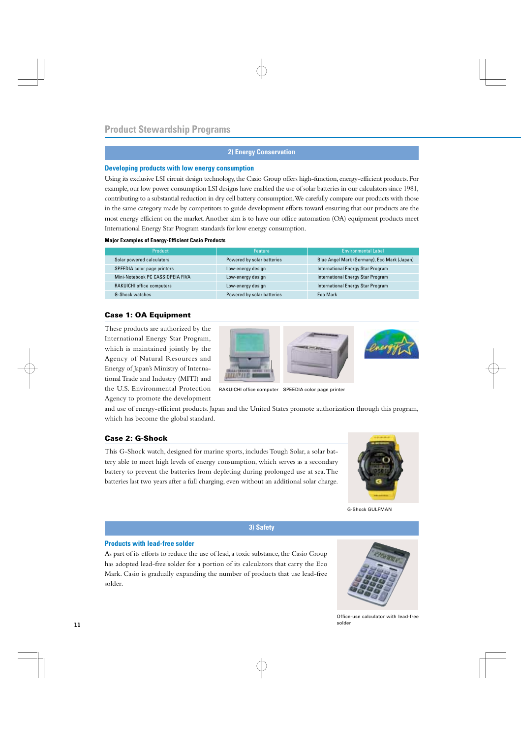## Product Stewardship Programs

### 2) Energy Conservation

#### Developing products with low energy consumption

Using its exclusive LSI circuit design technology, the Casio Group offers high-function, energy-efficient products. For example, our low power consumption LSI designs have enabled the use of solar batteries in our calculators since 1981, contributing to a substantial reduction in dry cell battery consumption. We carefully compare our products with those in the same category made by competitors to guide development efforts toward ensuring that our products are the most energy efficient on the market. Another aim is to have our office automation (OA) equipment products meet International Energy Star Program standards for low energy consumption.

**Major Examples of Energy-Efficient Casio Products**

| Product | Feature | Environmental Label |
|---|---|---|
| Solar powered calculators | Powered by solar batteries | Blue Angel Mark (Germany), Eco Mark (Japan) |
| SPEEDIA color page printers | Low-energy design | International Energy Star Program |
| Mini-Notebook PC CASSIOPEIA FIVA | Low-energy design | International Energy Star Program |
| RAKUICHI office computers | Low-energy design | International Energy Star Program |
| G-Shock watches | Powered by solar batteries | Eco Mark |

### Case 1: OA Equipment

These products are authorized by the International Energy Star Program, which is maintained jointly by the Agency of Natural Resources and Energy of Japan's Ministry of International Trade and Industry (MITI) and the U.S. Environmental Protection Agency to promote the development and use of energy-efficient products. Japan and the United States promote authorization through this program, which has become the global standard.

RAKUICHI office computer

SPEEDIA color page printer

### Case 2: G-Shock

This G-Shock watch, designed for marine sports, includes Tough Solar, a solar battery able to meet high levels of energy consumption, which serves as a secondary battery to prevent the batteries from depleting during prolonged use at sea. The batteries last two years after a full charging, even without an additional solar charge.

G-Shock GULFMAN

### 3) Safety

#### Products with lead-free solder

As part of its efforts to reduce the use of lead, a toxic substance, the Casio Group has adopted lead-free solder for a portion of its calculators that carry the Eco Mark. Casio is gradually expanding the number of products that use lead-free solder.

Office-use calculator with lead-free solder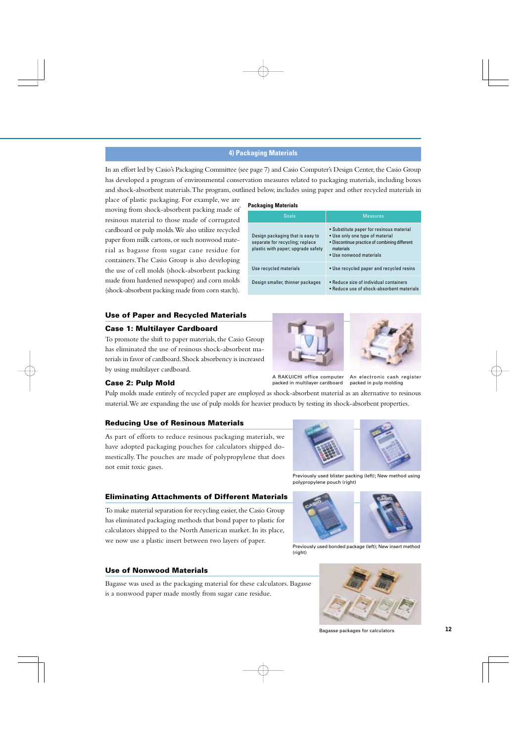## 4) Packaging Materials

In an effort led by Casio's Packaging Committee (see page 7) and Casio Computer's Design Center, the Casio Group has developed a program of environmental conservation measures related to packaging materials, including boxes and shock-absorbent materials. The program, outlined below, includes using paper and other recycled materials in place of plastic packaging. For example, we are moving from shock-absorbent packing made of resinous material to those made of corrugated cardboard or pulp molds. We also utilize recycled paper from milk cartons, or such nonwood material as bagasse from sugar cane residue for containers. The Casio Group is also developing the use of cell molds (shock-absorbent packing made from hardened newspaper) and corn molds (shock-absorbent packing made from corn starch).

**Packaging Materials**

| Goals | Measures |
|---|---|
| Design packaging that is easy to separate for recycling; replace plastic with paper; upgrade safety | • Substitute paper for resinous material<br>• Use only one type of material<br>• Discontinue practice of combining different materials<br>• Use nonwood materials |
| Use recycled materials | • Use recycled paper and recycled resins |
| Design smaller, thinner packages | • Reduce size of individual containers<br>• Reduce use of shock-absorbent materials |

### Use of Paper and Recycled Materials

#### Case 1: Multilayer Cardboard

To promote the shift to paper materials, the Casio Group has eliminated the use of resinous shock-absorbent materials in favor of cardboard. Shock absorbency is increased by using multilayer cardboard.

A RAKUICHI office computer packed in multilayer cardboard

An electronic cash register packed in pulp molding

#### Case 2: Pulp Mold

Pulp molds made entirely of recycled paper are employed as shock-absorbent material as an alternative to resinous material. We are expanding the use of pulp molds for heavier products by testing its shock-absorbent properties.

### Reducing Use of Resinous Materials

As part of efforts to reduce resinous packaging materials, we have adopted packaging pouches for calculators shipped domestically. The pouches are made of polypropylene that does not emit toxic gases.

Previously used blister packing (left); New method using polypropylene pouch (right)

### Eliminating Attachments of Different Materials

To make material separation for recycling easier, the Casio Group has eliminated packaging methods that bond paper to plastic for calculators shipped to the North American market. In its place, we now use a plastic insert between two layers of paper.

Previously used bonded package (left); New insert method (right)

### Use of Nonwood Materials

Bagasse was used as the packaging material for these calculators. Bagasse is a nonwood paper made mostly from sugar cane residue.

Bagasse packages for calculators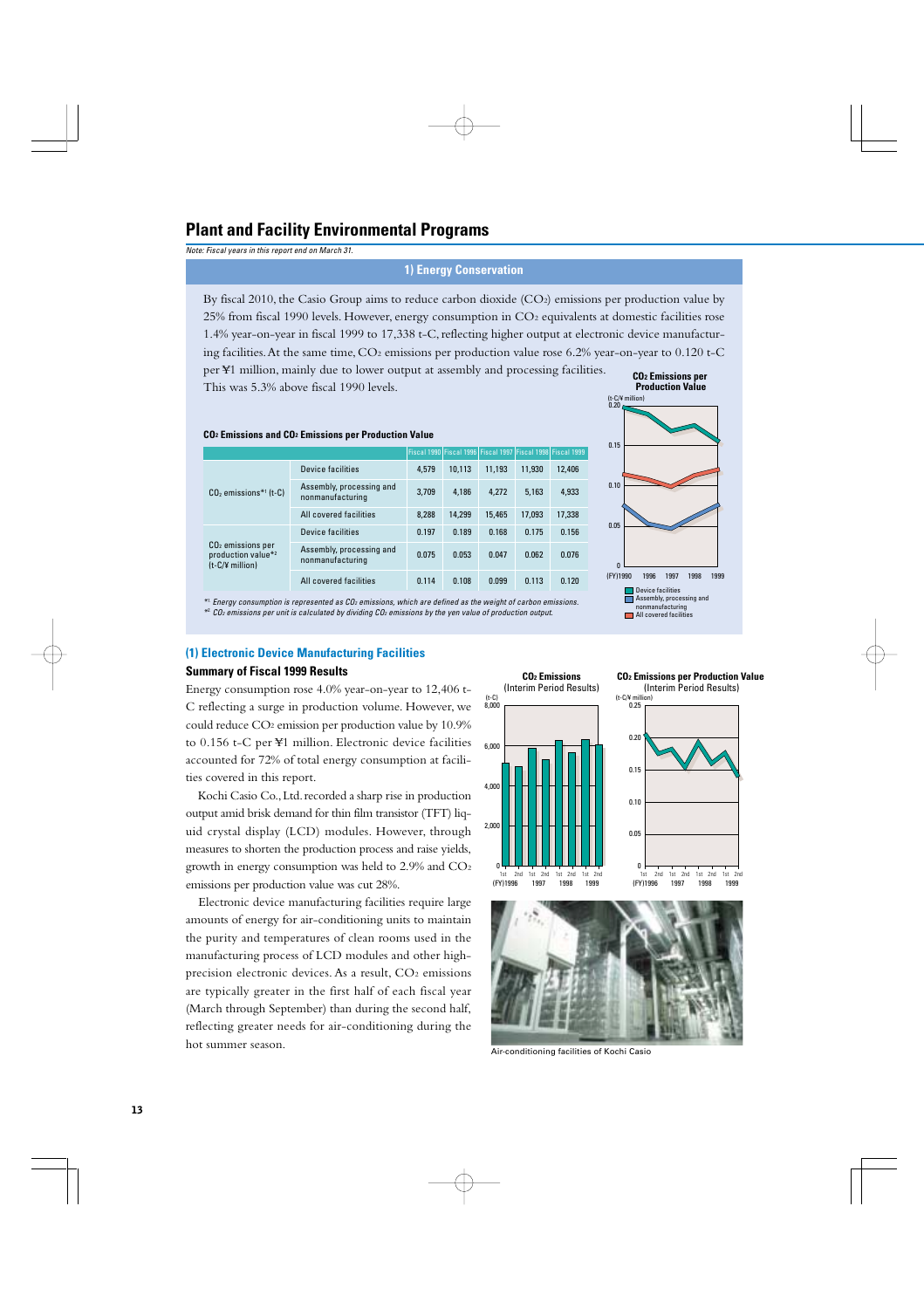# Plant and Facility Environmental Programs

*Note: Fiscal years in this report end on March 31.*

## 1) Energy Conservation

By fiscal 2010, the Casio Group aims to reduce carbon dioxide ($CO_2$) emissions per production value by 25% from fiscal 1990 levels. However, energy consumption in $CO_2$ equivalents at domestic facilities rose 1.4% year-on-year in fiscal 1999 to 17,338 t-C, reflecting higher output at electronic device manufacturing facilities. At the same time, $CO_2$ emissions per production value rose 6.2% year-on-year to 0.120 t-C per ¥1 million, mainly due to lower output at assembly and processing facilities. This was 5.3% above fiscal 1990 levels.

**$CO_2$ Emissions and $CO_2$ Emissions per Production Value**

| | | Fiscal 1990 | Fiscal 1996 | Fiscal 1997 | Fiscal 1998 | Fiscal 1999 |
|---|---|---|---|---|---|---|
| $CO_2$ emissions[*1] (t-C) | Device facilities | 4,579 | 10,113 | 11,193 | 11,930 | 12,406 |
| | Assembly, processing and nonmanufacturing | 3,709 | 4,186 | 4,272 | 5,163 | 4,933 |
| | All covered facilities | 8,288 | 14,299 | 15,465 | 17,093 | 17,338 |
| $CO_2$ emissions per production value[*2] (t-C/¥ million) | Device facilities | 0.197 | 0.189 | 0.168 | 0.175 | 0.156 |
| | Assembly, processing and nonmanufacturing | 0.075 | 0.053 | 0.047 | 0.062 | 0.076 |
| | All covered facilities | 0.114 | 0.108 | 0.099 | 0.113 | 0.120 |

*[*1] Energy consumption is represented as $CO_2$ emissions, which are defined as the weight of carbon emissions.*
*[*2] $CO_2$ emissions per unit is calculated by dividing $CO_2$ emissions by the yen value of production output.*

**$CO_2$ Emissions per Production Value**

(t-C/¥ million) — (FY)1990, 1996, 1997, 1998, 1999

Device facilities / Assembly, processing and nonmanufacturing / All covered facilities

### (1) Electronic Device Manufacturing Facilities

**Summary of Fiscal 1999 Results**

Energy consumption rose 4.0% year-on-year to 12,406 t-C reflecting a surge in production volume. However, we could reduce $CO_2$ emission per production value by 10.9% to 0.156 t-C per ¥1 million. Electronic device facilities accounted for 72% of total energy consumption at facilities covered in this report.

Kochi Casio Co., Ltd. recorded a sharp rise in production output amid brisk demand for thin film transistor (TFT) liquid crystal display (LCD) modules. However, through measures to shorten the production process and raise yields, growth in energy consumption was held to 2.9% and $CO_2$ emissions per production value was cut 28%.

Electronic device manufacturing facilities require large amounts of energy for air-conditioning units to maintain the purity and temperatures of clean rooms used in the manufacturing process of LCD modules and other high-precision electronic devices. As a result, $CO_2$ emissions are typically greater in the first half of each fiscal year (March through September) than during the second half, reflecting greater needs for air-conditioning during the hot summer season.

**$CO_2$ Emissions (Interim Period Results)**

(t-C) — 1st, 2nd halves of (FY)1996, 1997, 1998, 1999

**$CO_2$ Emissions per Production Value (Interim Period Results)**

(t-C/¥ million) — 1st, 2nd halves of (FY)1996, 1997, 1998, 1999

Air-conditioning facilities of Kochi Casio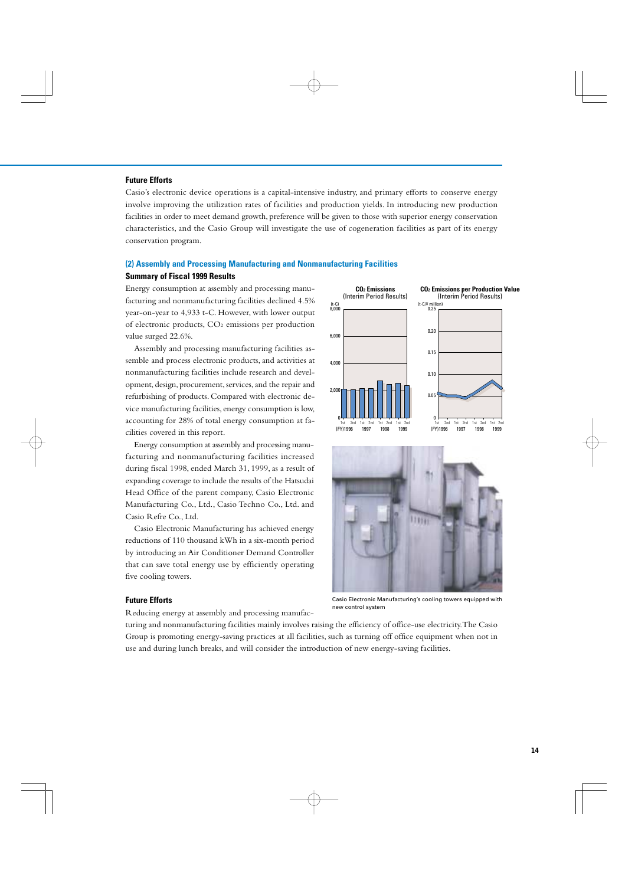### Future Efforts

Casio's electronic device operations is a capital-intensive industry, and primary efforts to conserve energy involve improving the utilization rates of facilities and production yields. In introducing new production facilities in order to meet demand growth, preference will be given to those with superior energy conservation characteristics, and the Casio Group will investigate the use of cogeneration facilities as part of its energy conservation program.

## (2) Assembly and Processing Manufacturing and Nonmanufacturing Facilities

### Summary of Fiscal 1999 Results

Energy consumption at assembly and processing manufacturing and nonmanufacturing facilities declined 4.5% year-on-year to 4,933 t-C. However, with lower output of electronic products, $CO_2$ emissions per production value surged 22.6%.

Assembly and processing manufacturing facilities assemble and process electronic products, and activities at nonmanufacturing facilities include research and development, design, procurement, services, and the repair and refurbishing of products. Compared with electronic device manufacturing facilities, energy consumption is low, accounting for 28% of total energy consumption at facilities covered in this report.

Energy consumption at assembly and processing manufacturing and nonmanufacturing facilities increased during fiscal 1998, ended March 31, 1999, as a result of expanding coverage to include the results of the Hatsudai Head Office of the parent company, Casio Electronic Manufacturing Co., Ltd., Casio Techno Co., Ltd. and Casio Refre Co., Ltd.

Casio Electronic Manufacturing has achieved energy reductions of 110 thousand kWh in a six-month period by introducing an Air Conditioner Demand Controller that can save total energy use by efficiently operating five cooling towers.

**$CO_2$ Emissions** (Interim Period Results)

(t-C) 8,000 / 6,000 / 4,000 / 2,000 / 0 — 1st, 2nd: (FY)1996, 1997, 1998, 1999

**$CO_2$ Emissions per Production Value** (Interim Period Results)

(t-C/¥ million) 0.25 / 0.20 / 0.15 / 0.10 / 0.05 / 0 — 1st, 2nd: (FY)1996, 1997, 1998, 1999

Casio Electronic Manufacturing's cooling towers equipped with new control system

### Future Efforts

Reducing energy at assembly and processing manufacturing and nonmanufacturing facilities mainly involves raising the efficiency of office-use electricity. The Casio Group is promoting energy-saving practices at all facilities, such as turning off office equipment when not in use and during lunch breaks, and will consider the introduction of new energy-saving facilities.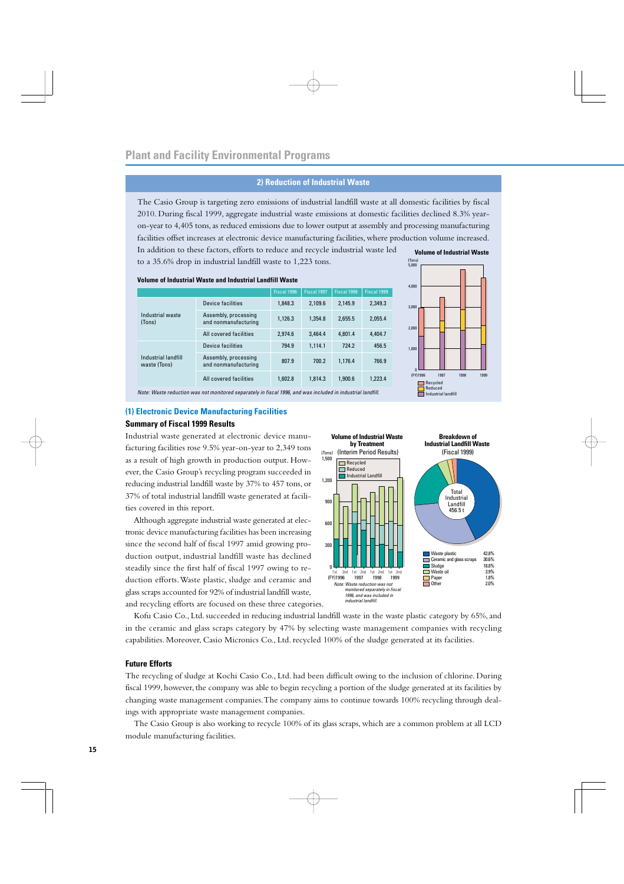## Plant and Facility Environmental Programs

### 2) Reduction of Industrial Waste

The Casio Group is targeting zero emissions of industrial landfill waste at all domestic facilities by fiscal 2010. During fiscal 1999, aggregate industrial waste emissions at domestic facilities declined 8.3% year-on-year to 4,405 tons, as reduced emissions due to lower output at assembly and processing manufacturing facilities offset increases at electronic device manufacturing facilities, where production volume increased. In addition to these factors, efforts to reduce and recycle industrial waste led to a 35.6% drop in industrial landfill waste to 1,223 tons.

**Volume of Industrial Waste and Industrial Landfill Waste**

| | | Fiscal 1996 | Fiscal 1997 | Fiscal 1998 | Fiscal 1999 |
|---|---|---|---|---|---|
| Industrial waste (Tons) | Device facilities | 1,848.3 | 2,109.6 | 2,145.9 | 2,349.3 |
| | Assembly, processing and nonmanufacturing | 1,126.3 | 1,354.8 | 2,655.5 | 2,055.4 |
| | All covered facilities | 2,974.6 | 3,464.4 | 4,801.4 | 4,404.7 |
| Industrial landfill waste (Tons) | Device facilities | 794.9 | 1,114.1 | 724.2 | 456.5 |
| | Assembly, processing and nonmanufacturing | 807.9 | 700.2 | 1,176.4 | 766.9 |
| | All covered facilities | 1,602.8 | 1,814.3 | 1,900.6 | 1,223.4 |

*Note: Waste reduction was not monitored separately in fiscal 1996, and was included in industrial landfill.*

**Volume of Industrial Waste**

#### (1) Electronic Device Manufacturing Facilities

**Summary of Fiscal 1999 Results**

Industrial waste generated at electronic device manufacturing facilities rose 9.5% year-on-year to 2,349 tons as a result of high growth in production output. However, the Casio Group's recycling program succeeded in reducing industrial landfill waste by 37% to 457 tons, or 37% of total industrial landfill waste generated at facilities covered in this report.

Although aggregate industrial waste generated at electronic device manufacturing facilities has been increasing since the second half of fiscal 1997 amid growing production output, industrial landfill waste has declined steadily since the first half of fiscal 1997 owing to reduction efforts. Waste plastic, sludge and ceramic and glass scraps accounted for 92% of industrial landfill waste, and recycling efforts are focused on these three categories.

**Volume of Industrial Waste by Treatment** (Interim Period Results)

*Note: Waste reduction was not monitored separately in fiscal 1996, and was included in industrial landfill.*

**Breakdown of Industrial Landfill Waste** (Fiscal 1999)

Total Industrial Landfill 456.5 t

| Category | Share |
|---|---|
| Waste plastic | 42.8% |
| Ceramic and glass scraps | 30.6% |
| Sludge | 18.8% |
| Waste oil | 3.9% |
| Paper | 1.8% |
| Other | 2.0% |

Kofu Casio Co., Ltd. succeeded in reducing industrial landfill waste in the waste plastic category by 65%, and in the ceramic and glass scraps category by 47% by selecting waste management companies with recycling capabilities. Moreover, Casio Micronics Co., Ltd. recycled 100% of the sludge generated at its facilities.

**Future Efforts**

The recycling of sludge at Kochi Casio Co., Ltd. had been difficult owing to the inclusion of chlorine. During fiscal 1999, however, the company was able to begin recycling a portion of the sludge generated at its facilities by changing waste management companies. The company aims to continue towards 100% recycling through dealings with appropriate waste management companies.

The Casio Group is also working to recycle 100% of its glass scraps, which are a common problem at all LCD module manufacturing facilities.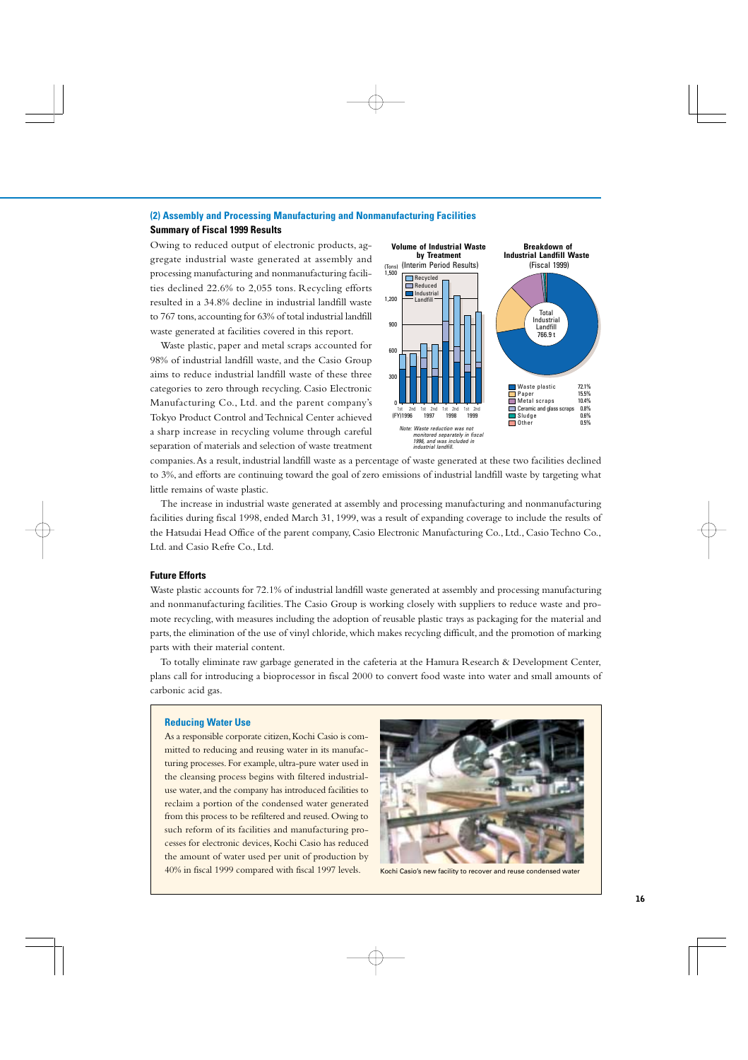## (2) Assembly and Processing Manufacturing and Nonmanufacturing Facilities

### Summary of Fiscal 1999 Results

Owing to reduced output of electronic products, aggregate industrial waste generated at assembly and processing manufacturing and nonmanufacturing facilities declined 22.6% to 2,055 tons. Recycling efforts resulted in a 34.8% decline in industrial landfill waste to 767 tons, accounting for 63% of total industrial landfill waste generated at facilities covered in this report.

Waste plastic, paper and metal scraps accounted for 98% of industrial landfill waste, and the Casio Group aims to reduce industrial landfill waste of these three categories to zero through recycling. Casio Electronic Manufacturing Co., Ltd. and the parent company's Tokyo Product Control and Technical Center achieved a sharp increase in recycling volume through careful separation of materials and selection of waste treatment companies. As a result, industrial landfill waste as a percentage of waste generated at these two facilities declined to 3%, and efforts are continuing toward the goal of zero emissions of industrial landfill waste by targeting what little remains of waste plastic.

**Volume of Industrial Waste by Treatment** (Interim Period Results)

(Tons) Legend: Recycled, Reduced, Industrial Landfill. Periods: (FY)1996 1st, 2nd; 1997 1st, 2nd; 1998 1st, 2nd; 1999 1st, 2nd.

*Note: Waste reduction was not monitored separately in fiscal 1996, and was included in industrial landfill.*

**Breakdown of Industrial Landfill Waste** (Fiscal 1999)

Total Industrial Landfill 766.9 t

| Category | Share |
|---|---|
| Waste plastic | 72.1% |
| Paper | 15.5% |
| Metal scraps | 10.4% |
| Ceramic and glass scraps | 0.8% |
| Sludge | 0.6% |
| Other | 0.5% |

The increase in industrial waste generated at assembly and processing manufacturing and nonmanufacturing facilities during fiscal 1998, ended March 31, 1999, was a result of expanding coverage to include the results of the Hatsudai Head Office of the parent company, Casio Electronic Manufacturing Co., Ltd., Casio Techno Co., Ltd. and Casio Refre Co., Ltd.

### Future Efforts

Waste plastic accounts for 72.1% of industrial landfill waste generated at assembly and processing manufacturing and nonmanufacturing facilities. The Casio Group is working closely with suppliers to reduce waste and promote recycling, with measures including the adoption of reusable plastic trays as packaging for the material and parts, the elimination of the use of vinyl chloride, which makes recycling difficult, and the promotion of marking parts with their material content.

To totally eliminate raw garbage generated in the cafeteria at the Hamura Research & Development Center, plans call for introducing a bioprocessor in fiscal 2000 to convert food waste into water and small amounts of carbonic acid gas.

### Reducing Water Use

As a responsible corporate citizen, Kochi Casio is committed to reducing and reusing water in its manufacturing processes. For example, ultra-pure water used in the cleansing process begins with filtered industrial-use water, and the company has introduced facilities to reclaim a portion of the condensed water generated from this process to be refiltered and reused. Owing to such reform of its facilities and manufacturing processes for electronic devices, Kochi Casio has reduced the amount of water used per unit of production by 40% in fiscal 1999 compared with fiscal 1997 levels.

Kochi Casio's new facility to recover and reuse condensed water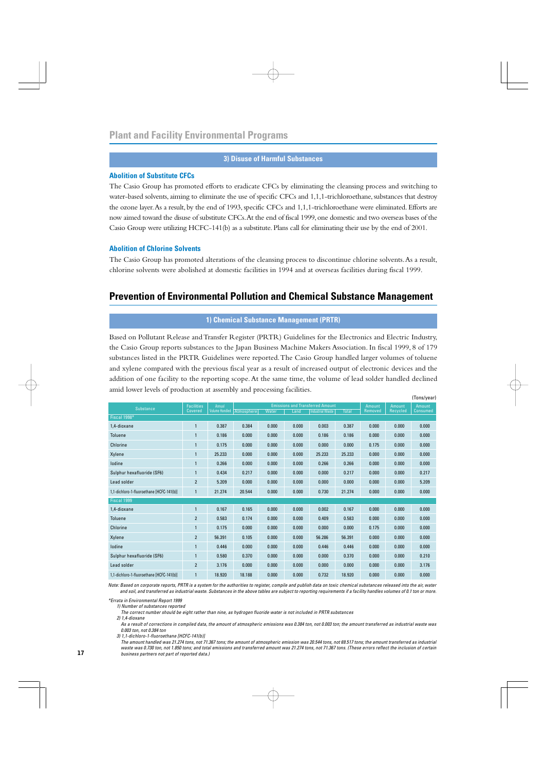## Plant and Facility Environmental Programs

### 3) Disuse of Harmful Substances

#### Abolition of Substitute CFCs

The Casio Group has promoted efforts to eradicate CFCs by eliminating the cleansing process and switching to water-based solvents, aiming to eliminate the use of specific CFCs and 1,1,1-trichloroethane, substances that destroy the ozone layer. As a result, by the end of 1993, specific CFCs and 1,1,1-trichloroethane were eliminated. Efforts are now aimed toward the disuse of substitute CFCs. At the end of fiscal 1999, one domestic and two overseas bases of the Casio Group were utilizing HCFC-141(b) as a substitute. Plans call for eliminating their use by the end of 2001.

#### Abolition of Chlorine Solvents

The Casio Group has promoted alterations of the cleansing process to discontinue chlorine solvents. As a result, chlorine solvents were abolished at domestic facilities in 1994 and at overseas facilities during fiscal 1999.

## Prevention of Environmental Pollution and Chemical Substance Management

### 1) Chemical Substance Management (PRTR)

Based on Pollutant Release and Transfer Register (PRTR) Guidelines for the Electronics and Electric Industry, the Casio Group reports substances to the Japan Business Machine Makers Association. In fiscal 1999, 8 of 179 substances listed in the PRTR Guidelines were reported. The Casio Group handled larger volumes of toluene and xylene compared with the previous fiscal year as a result of increased output of electronic devices and the addition of one facility to the reporting scope. At the same time, the volume of lead solder handled declined amid lower levels of production at assembly and processing facilities.

(Tons/year)

| Substance | Facilities Covered | Annual Volume Handled | Emissions and Transferred Amount | | | | | Amount Removed | Amount Recycled | Amount Consumed |
|---|---|---|---|---|---|---|---|---|---|---|
| | | | Atmosphere | Water | Land | Industrial Waste | Total | | | |
| **Fiscal 1998*** | | | | | | | | | | |
| 1,4-dioxane | 1 | 0.387 | 0.384 | 0.000 | 0.000 | 0.003 | 0.387 | 0.000 | 0.000 | 0.000 |
| Toluene | 1 | 0.186 | 0.000 | 0.000 | 0.000 | 0.186 | 0.186 | 0.000 | 0.000 | 0.000 |
| Chlorine | 1 | 0.175 | 0.000 | 0.000 | 0.000 | 0.000 | 0.000 | 0.175 | 0.000 | 0.000 |
| Xylene | 1 | 25.233 | 0.000 | 0.000 | 0.000 | 25.233 | 25.233 | 0.000 | 0.000 | 0.000 |
| Iodine | 1 | 0.266 | 0.000 | 0.000 | 0.000 | 0.266 | 0.266 | 0.000 | 0.000 | 0.000 |
| Sulphur hexafluoride (SF6) | 1 | 0.434 | 0.217 | 0.000 | 0.000 | 0.000 | 0.217 | 0.000 | 0.000 | 0.217 |
| Lead solder | 2 | 5.209 | 0.000 | 0.000 | 0.000 | 0.000 | 0.000 | 0.000 | 0.000 | 5.209 |
| 1,1-dichloro-1-fluoroethane [HCFC-141(b)] | 1 | 21.274 | 20.544 | 0.000 | 0.000 | 0.730 | 21.274 | 0.000 | 0.000 | 0.000 |
| **Fiscal 1999** | | | | | | | | | | |
| 1,4-dioxane | 1 | 0.167 | 0.165 | 0.000 | 0.000 | 0.002 | 0.167 | 0.000 | 0.000 | 0.000 |
| Toluene | 2 | 0.583 | 0.174 | 0.000 | 0.000 | 0.409 | 0.583 | 0.000 | 0.000 | 0.000 |
| Chlorine | 1 | 0.175 | 0.000 | 0.000 | 0.000 | 0.000 | 0.000 | 0.175 | 0.000 | 0.000 |
| Xylene | 2 | 56.391 | 0.105 | 0.000 | 0.000 | 56.286 | 56.391 | 0.000 | 0.000 | 0.000 |
| Iodine | 1 | 0.446 | 0.000 | 0.000 | 0.000 | 0.446 | 0.446 | 0.000 | 0.000 | 0.000 |
| Sulphur hexafluoride (SF6) | 1 | 0.580 | 0.370 | 0.000 | 0.000 | 0.000 | 0.370 | 0.000 | 0.000 | 0.210 |
| Lead solder | 2 | 3.176 | 0.000 | 0.000 | 0.000 | 0.000 | 0.000 | 0.000 | 0.000 | 3.176 |
| 1,1-dichloro-1-fluoroethane [HCFC-141(b)] | 1 | 18.920 | 18.188 | 0.000 | 0.000 | 0.732 | 18.920 | 0.000 | 0.000 | 0.000 |

*Note: Based on corporate reports, PRTR is a system for the authorities to register, compile and publish data on toxic chemical substances released into the air, water and soil, and transferred as industrial waste. Substances in the above tables are subject to reporting requirements if a facility handles volumes of 0.1 ton or more.*

*\*Errata in Environmental Report 1999*

*1) Number of substances reported*

*The correct number should be eight rather than nine, as hydrogen fluoride water is not included in PRTR substances*

*2) 1,4-dioxane*

*As a result of corrections in compiled data, the amount of atmospheric emissions was 0.384 ton, not 0.003 ton; the amount transferred as industrial waste was 0.003 ton, not 0.384 ton*

*3) 1,1-dichloro-1-fluoroethane [HCFC-141(b)]*

*The amount handled was 21.274 tons, not 71.367 tons; the amount of atmospheric emission was 20.544 tons, not 69.517 tons; the amount transferred as industrial waste was 0.730 ton, not 1.850 tons; and total emissions and transferred amount was 21.274 tons, not 71.367 tons. (These errors reflect the inclusion of certain business partners not part of reported data.)*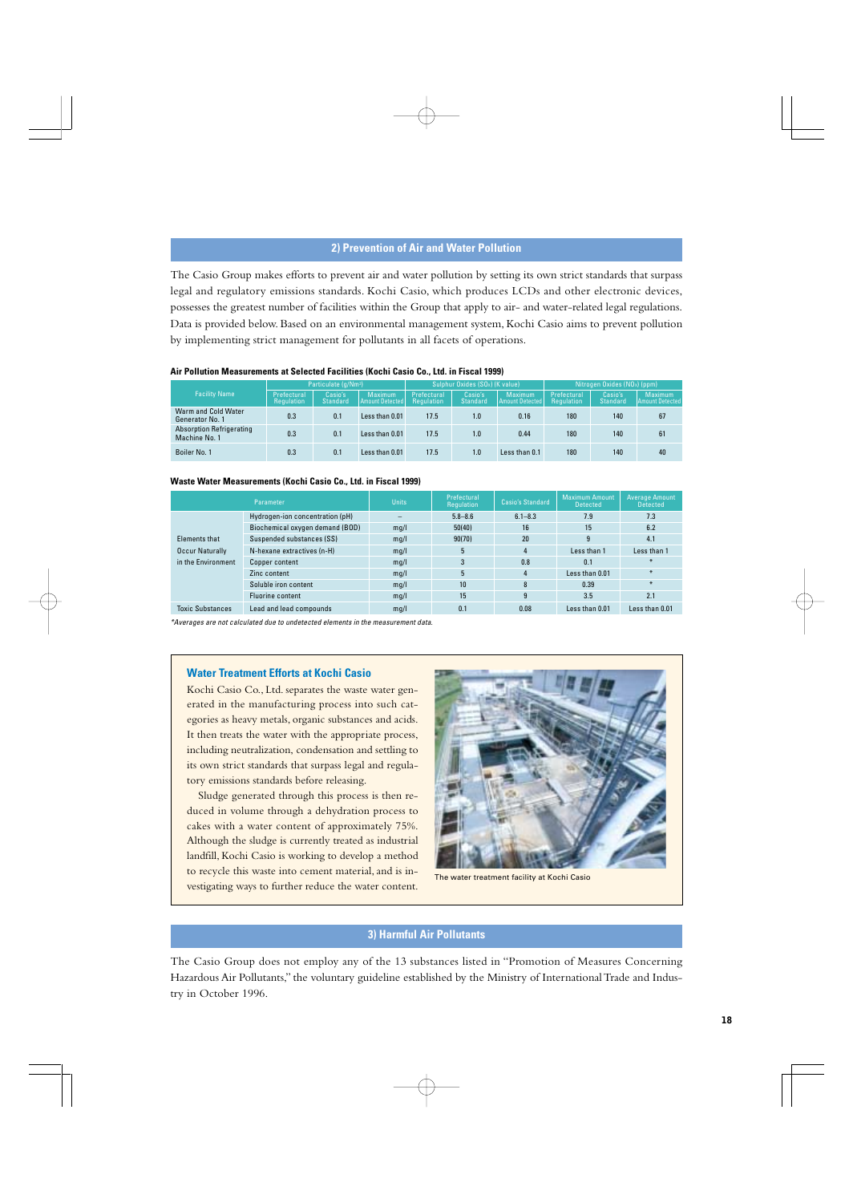## 2) Prevention of Air and Water Pollution

The Casio Group makes efforts to prevent air and water pollution by setting its own strict standards that surpass legal and regulatory emissions standards. Kochi Casio, which produces LCDs and other electronic devices, possesses the greatest number of facilities within the Group that apply to air- and water-related legal regulations. Data is provided below. Based on an environmental management system, Kochi Casio aims to prevent pollution by implementing strict management for pollutants in all facets of operations.

**Air Pollution Measurements at Selected Facilities (Kochi Casio Co., Ltd. in Fiscal 1999)**

| Facility Name | Particulate (g/Nm³) | | | Sulphur Oxides ($SO_x$) (K value) | | | Nitrogen Oxides ($NO_x$) (ppm) | | |
|---|---|---|---|---|---|---|---|---|---|
| | Prefectural Regulation | Casio's Standard | Maximum Amount Detected | Prefectural Regulation | Casio's Standard | Maximum Amount Detected | Prefectural Regulation | Casio's Standard | Maximum Amount Detected |
| Warm and Cold Water Generator No. 1 | 0.3 | 0.1 | Less than 0.01 | 17.5 | 1.0 | 0.16 | 180 | 140 | 67 |
| Absorption Refrigerating Machine No. 1 | 0.3 | 0.1 | Less than 0.01 | 17.5 | 1.0 | 0.44 | 180 | 140 | 61 |
| Boiler No. 1 | 0.3 | 0.1 | Less than 0.01 | 17.5 | 1.0 | Less than 0.1 | 180 | 140 | 40 |

**Waste Water Measurements (Kochi Casio Co., Ltd. in Fiscal 1999)**

| Parameter | | Units | Prefectural Regulation | Casio's Standard | Maximum Amount Detected | Average Amount Detected |
|---|---|---|---|---|---|---|
| Elements that Occur Naturally in the Environment | Hydrogen-ion concentration (pH) | – | 5.8–8.6 | 6.1–8.3 | 7.9 | 7.3 |
| | Biochemical oxygen demand (BOD) | mg/l | 50(40) | 16 | 15 | 6.2 |
| | Suspended substances (SS) | mg/l | 90(70) | 20 | 9 | 4.1 |
| | N-hexane extractives (n-H) | mg/l | 5 | 4 | Less than 1 | Less than 1 |
| | Copper content | mg/l | 3 | 0.8 | 0.1 | * |
| | Zinc content | mg/l | 5 | 4 | Less than 0.01 | * |
| | Soluble iron content | mg/l | 10 | 8 | 0.39 | * |
| | Fluorine content | mg/l | 15 | 9 | 3.5 | 2.1 |
| Toxic Substances | Lead and lead compounds | mg/l | 0.1 | 0.08 | Less than 0.01 | Less than 0.01 |

*\*Averages are not calculated due to undetected elements in the measurement data.*

### Water Treatment Efforts at Kochi Casio

Kochi Casio Co., Ltd. separates the waste water generated in the manufacturing process into such categories as heavy metals, organic substances and acids. It then treats the water with the appropriate process, including neutralization, condensation and settling to its own strict standards that surpass legal and regulatory emissions standards before releasing.

Sludge generated through this process is then reduced in volume through a dehydration process to cakes with a water content of approximately 75%. Although the sludge is currently treated as industrial landfill, Kochi Casio is working to develop a method to recycle this waste into cement material, and is investigating ways to further reduce the water content.

The water treatment facility at Kochi Casio

## 3) Harmful Air Pollutants

The Casio Group does not employ any of the 13 substances listed in "Promotion of Measures Concerning Hazardous Air Pollutants," the voluntary guideline established by the Ministry of International Trade and Industry in October 1996.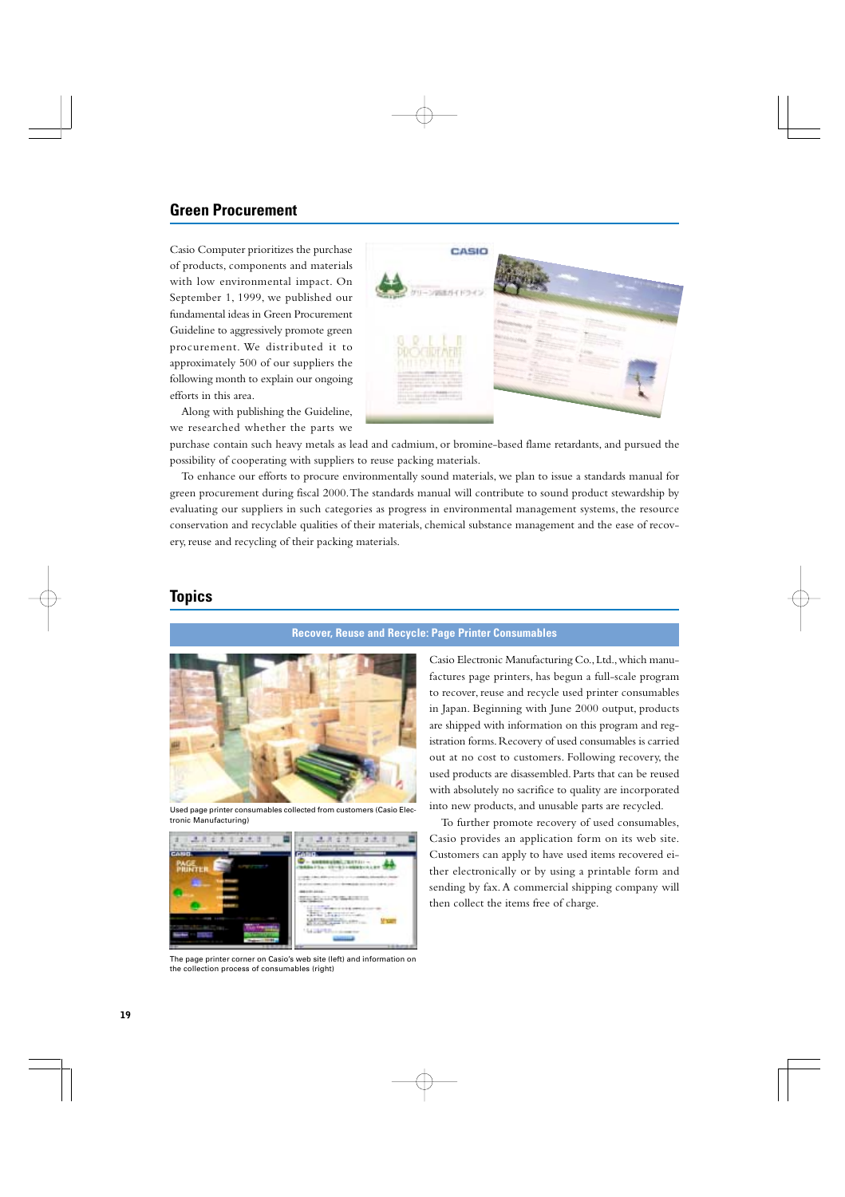## Green Procurement

Casio Computer prioritizes the purchase of products, components and materials with low environmental impact. On September 1, 1999, we published our fundamental ideas in Green Procurement Guideline to aggressively promote green procurement. We distributed it to approximately 500 of our suppliers the following month to explain our ongoing efforts in this area.

Along with publishing the Guideline, we researched whether the parts we purchase contain such heavy metals as lead and cadmium, or bromine-based flame retardants, and pursued the possibility of cooperating with suppliers to reuse packing materials.

To enhance our efforts to procure environmentally sound materials, we plan to issue a standards manual for green procurement during fiscal 2000. The standards manual will contribute to sound product stewardship by evaluating our suppliers in such categories as progress in environmental management systems, the resource conservation and recyclable qualities of their materials, chemical substance management and the ease of recovery, reuse and recycling of their packing materials.

## Topics

### Recover, Reuse and Recycle: Page Printer Consumables

Used page printer consumables collected from customers (Casio Electronic Manufacturing)

The page printer corner on Casio's web site (left) and information on the collection process of consumables (right)

Casio Electronic Manufacturing Co., Ltd., which manufactures page printers, has begun a full-scale program to recover, reuse and recycle used printer consumables in Japan. Beginning with June 2000 output, products are shipped with information on this program and registration forms. Recovery of used consumables is carried out at no cost to customers. Following recovery, the used products are disassembled. Parts that can be reused with absolutely no sacrifice to quality are incorporated into new products, and unusable parts are recycled.

To further promote recovery of used consumables, Casio provides an application form on its web site. Customers can apply to have used items recovered either electronically or by using a printable form and sending by fax. A commercial shipping company will then collect the items free of charge.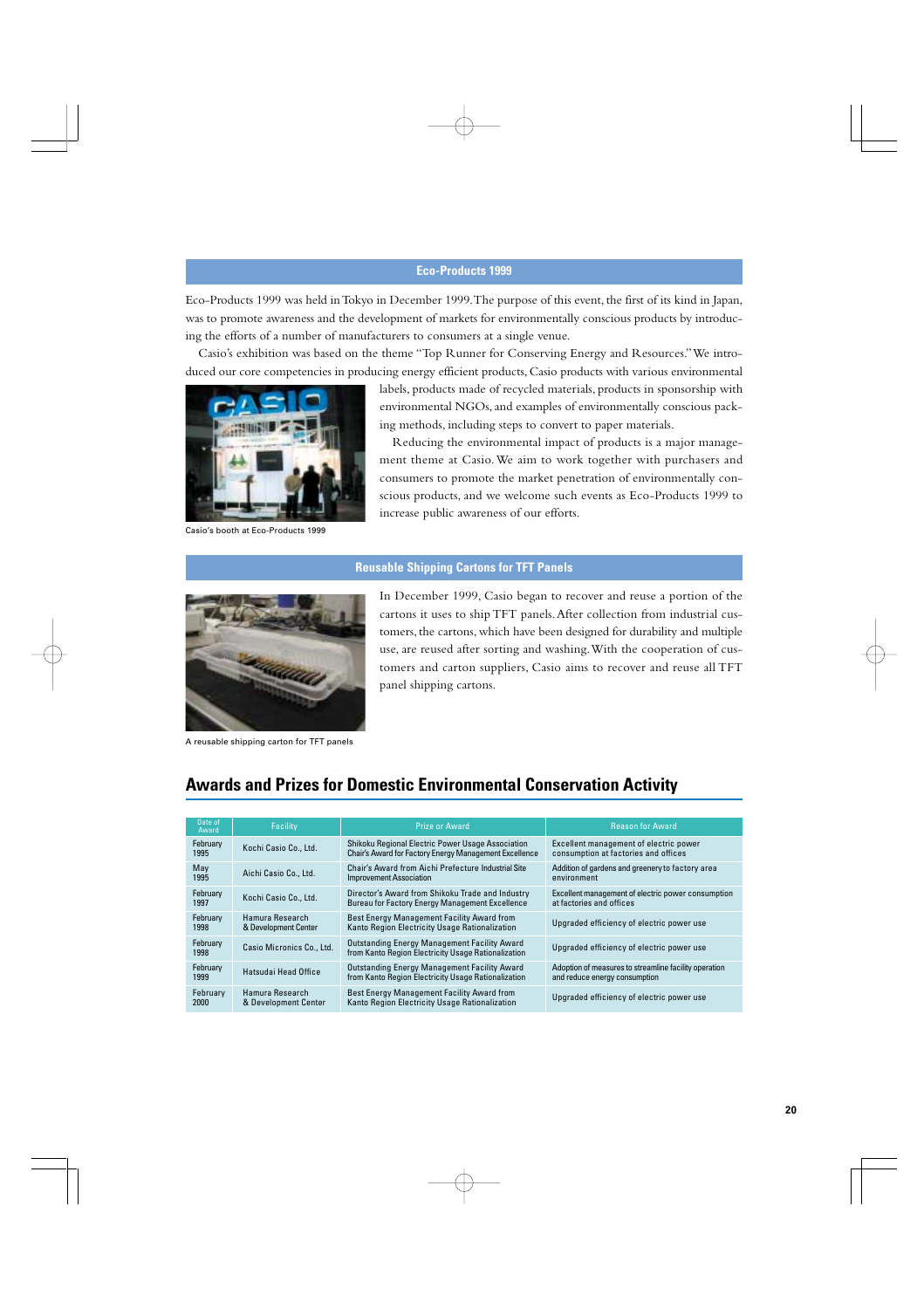## Eco-Products 1999

Eco-Products 1999 was held in Tokyo in December 1999. The purpose of this event, the first of its kind in Japan, was to promote awareness and the development of markets for environmentally conscious products by introducing the efforts of a number of manufacturers to consumers at a single venue.

Casio's exhibition was based on the theme "Top Runner for Conserving Energy and Resources." We introduced our core competencies in producing energy efficient products, Casio products with various environmental labels, products made of recycled materials, products in sponsorship with environmental NGOs, and examples of environmentally conscious packing methods, including steps to convert to paper materials.

Reducing the environmental impact of products is a major management theme at Casio. We aim to work together with purchasers and consumers to promote the market penetration of environmentally conscious products, and we welcome such events as Eco-Products 1999 to increase public awareness of our efforts.

Casio's booth at Eco-Products 1999

## Reusable Shipping Cartons for TFT Panels

In December 1999, Casio began to recover and reuse a portion of the cartons it uses to ship TFT panels. After collection from industrial customers, the cartons, which have been designed for durability and multiple use, are reused after sorting and washing. With the cooperation of customers and carton suppliers, Casio aims to recover and reuse all TFT panel shipping cartons.

A reusable shipping carton for TFT panels

# Awards and Prizes for Domestic Environmental Conservation Activity

| Date of Award | Facility | Prize or Award | Reason for Award |
|---|---|---|---|
| February 1995 | Kochi Casio Co., Ltd. | Shikoku Regional Electric Power Usage Association Chair's Award for Factory Energy Management Excellence | Excellent management of electric power consumption at factories and offices |
| May 1995 | Aichi Casio Co., Ltd. | Chair's Award from Aichi Prefecture Industrial Site Improvement Association | Addition of gardens and greenery to factory area environment |
| February 1997 | Kochi Casio Co., Ltd. | Director's Award from Shikoku Trade and Industry Bureau for Factory Energy Management Excellence | Excellent management of electric power consumption at factories and offices |
| February 1998 | Hamura Research & Development Center | Best Energy Management Facility Award from Kanto Region Electricity Usage Rationalization | Upgraded efficiency of electric power use |
| February 1998 | Casio Micronics Co., Ltd. | Outstanding Energy Management Facility Award from Kanto Region Electricity Usage Rationalization | Upgraded efficiency of electric power use |
| February 1999 | Hatsudai Head Office | Outstanding Energy Management Facility Award from Kanto Region Electricity Usage Rationalization | Adoption of measures to streamline facility operation and reduce energy consumption |
| February 2000 | Hamura Research & Development Center | Best Energy Management Facility Award from Kanto Region Electricity Usage Rationalization | Upgraded efficiency of electric power use |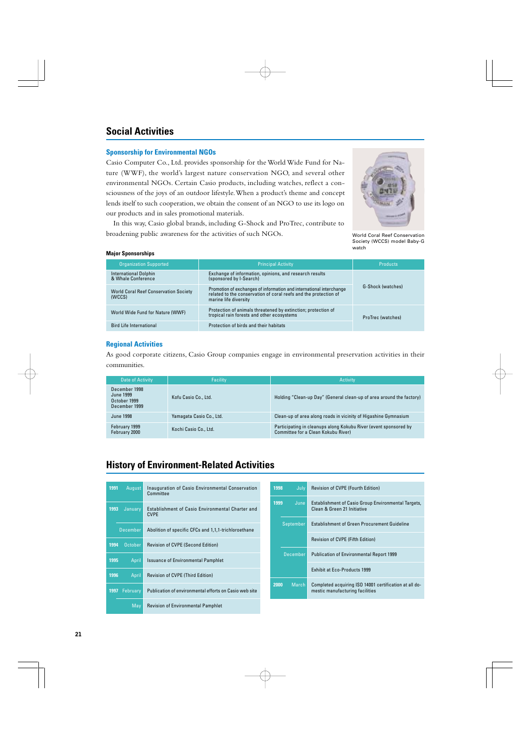## Social Activities

### Sponsorship for Environmental NGOs

Casio Computer Co., Ltd. provides sponsorship for the World Wide Fund for Nature (WWF), the world's largest nature conservation NGO, and several other environmental NGOs. Certain Casio products, including watches, reflect a consciousness of the joys of an outdoor lifestyle. When a product's theme and concept lends itself to such cooperation, we obtain the consent of an NGO to use its logo on our products and in sales promotional materials.

In this way, Casio global brands, including G-Shock and ProTrec, contribute to broadening public awareness for the activities of such NGOs.

World Coral Reef Conservation Society (WCCS) model Baby-G watch

**Major Sponsorships**

| Organization Supported | Principal Activity | Products |
|---|---|---|
| International Dolphin & Whale Conference | Exchange of information, opinions, and research results (sponsored by I-Search) | G-Shock (watches) |
| World Coral Reef Conservation Society (WCCS) | Promotion of exchanges of information and international interchange related to the conservation of coral reefs and the protection of marine life diversity | |
| World Wide Fund for Nature (WWF) | Protection of animals threatened by extinction; protection of tropical rain forests and other ecosystems | ProTrec (watches) |
| Bird Life International | Protection of birds and their habitats | |

### Regional Activities

As good corporate citizens, Casio Group companies engage in environmental preservation activities in their communities.

| Date of Activity | Facility | Activity |
|---|---|---|
| December 1998<br>June 1999<br>October 1999<br>December 1999 | Kofu Casio Co., Ltd. | Holding "Clean-up Day" (General clean-up of area around the factory) |
| June 1998 | Yamagata Casio Co., Ltd. | Clean-up of area along roads in vicinity of Higashine Gymnasium |
| February 1999<br>February 2000 | Kochi Casio Co., Ltd. | Participating in cleanups along Kokubu River (event sponsored by Committee for a Clean Kokubu River) |

## History of Environment-Related Activities

| Year | Month | Activity |
|---|---|---|
| 1991 | August | Inauguration of Casio Environmental Conservation Committee |
| 1993 | January | Establishment of Casio Environmental Charter and CVPE |
| | December | Abolition of specific CFCs and 1,1,1-trichloroethane |
| 1994 | October | Revision of CVPE (Second Edition) |
| 1995 | April | Issuance of Environmental Pamphlet |
| 1996 | April | Revision of CVPE (Third Edition) |
| 1997 | February | Publication of environmental efforts on Casio web site |
| | May | Revision of Environmental Pamphlet |
| 1998 | July | Revision of CVPE (Fourth Edition) |
| 1999 | June | Establishment of Casio Group Environmental Targets, Clean & Green 21 Initiative |
| | September | Establishment of Green Procurement Guideline |
| | | Revision of CVPE (Fifth Edition) |
| | December | Publication of Environmental Report 1999 |
| | | Exhibit at Eco-Products 1999 |
| 2000 | March | Completed acquiring ISO 14001 certification at all domestic manufacturing facilities |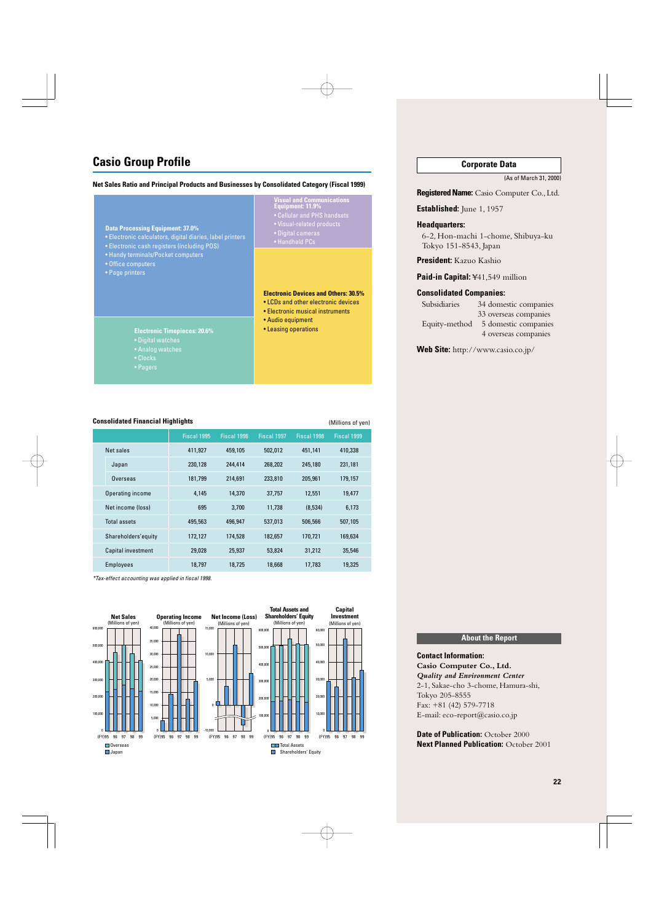# Casio Group Profile

**Net Sales Ratio and Principal Products and Businesses by Consolidated Category (Fiscal 1999)**

**Data Processing Equipment: 37.0%**
- Electronic calculators, digital diaries, label printers
- Electronic cash registers (including POS)
- Handy terminals/Pocket computers
- Office computers
- Page printers

**Visual and Communications Equipment: 11.9%**
- Cellular and PHS handsets
- Visual-related products
- Digital cameras
- Handheld PCs

**Electronic Timepieces: 20.6%**
- Digital watches
- Analog watches
- Clocks
- Pagers

**Electronic Devices and Others: 30.5%**
- LCDs and other electronic devices
- Electronic musical instruments
- Audio equipment
- Leasing operations

**Consolidated Financial Highlights** (Millions of yen)

| | Fiscal 1995 | Fiscal 1996 | Fiscal 1997 | Fiscal 1998 | Fiscal 1999 |
|---|---|---|---|---|---|
| Net sales | 411,927 | 459,105 | 502,012 | 451,141 | 410,338 |
| Japan | 230,128 | 244,414 | 268,202 | 245,180 | 231,181 |
| Overseas | 181,799 | 214,691 | 233,810 | 205,961 | 179,157 |
| Operating income | 4,145 | 14,370 | 37,757 | 12,551 | 19,477 |
| Net income (loss) | 695 | 3,700 | 11,738 | (8,534) | 6,173 |
| Total assets | 495,563 | 496,947 | 537,013 | 506,566 | 507,105 |
| Shareholders' equity | 172,127 | 174,528 | 182,657 | 170,721 | 169,634 |
| Capital investment | 29,028 | 25,937 | 53,824 | 31,212 | 35,546 |
| Employees | 18,797 | 18,725 | 18,668 | 17,783 | 19,325 |

*Tax-effect accounting was applied in fiscal 1998.

Net Sales (Millions of yen) — Overseas / Japan, (FY)95–99

Operating Income (Millions of yen), (FY)95–99

Net Income (Loss) (Millions of yen), (FY)95–99

Total Assets and Shareholders' Equity (Millions of yen) — Total Assets / Shareholders' Equity, (FY)95–99

Capital Investment (Millions of yen), (FY)95–99

## Corporate Data

(As of March 31, 2000)

**Registered Name:** Casio Computer Co., Ltd.

**Established:** June 1, 1957

**Headquarters:**
6-2, Hon-machi 1-chome, Shibuya-ku
Tokyo 151-8543, Japan

**President:** Kazuo Kashio

**Paid-in Capital:** ¥41,549 million

**Consolidated Companies:**

| | |
|---|---|
| Subsidiaries | 34 domestic companies |
| | 33 overseas companies |
| Equity-method | 5 domestic companies |
| | 4 overseas companies |

**Web Site:** http://www.casio.co.jp/

## About the Report

**Contact Information:**
**Casio Computer Co., Ltd.**
***Quality and Environment Center***
2-1, Sakae-cho 3-chome, Hamura-shi,
Tokyo 205-8555
Fax: +81 (42) 579-7718
E-mail: eco-report@casio.co.jp

**Date of Publication:** October 2000
**Next Planned Publication:** October 2001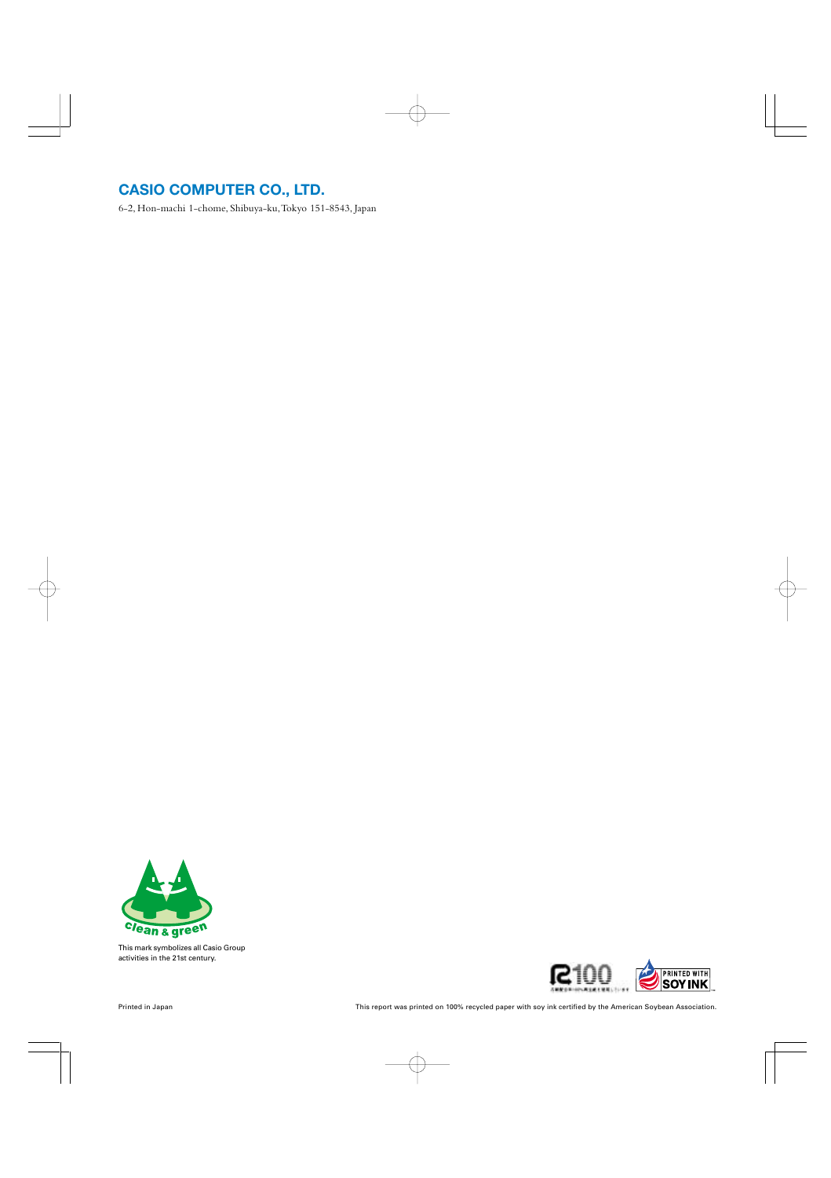**CASIO COMPUTER CO., LTD.**

6-2, Hon-machi 1-chome, Shibuya-ku, Tokyo 151-8543, Japan

clean & green

This mark symbolizes all Casio Group activities in the 21st century.

Printed in Japan

This report was printed on 100% recycled paper with soy ink certified by the American Soybean Association.